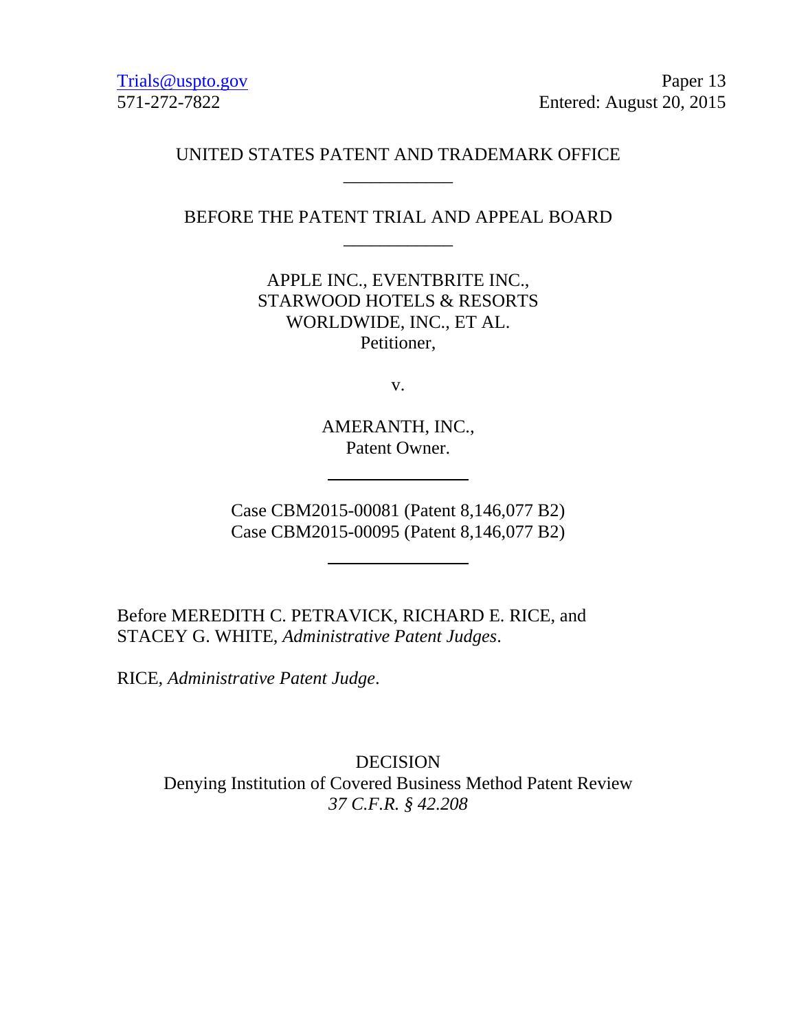Trials@uspto.gov
571-272-7822

Paper 13
Entered: August 20, 2015

UNITED STATES PATENT AND TRADEMARK OFFICE

---

BEFORE THE PATENT TRIAL AND APPEAL BOARD

---

APPLE INC., EVENTBRITE INC.,
STARWOOD HOTELS & RESORTS
WORLDWIDE, INC., ET AL.
Petitioner,

v.

AMERANTH, INC.,
Patent Owner.

---

Case CBM2015-00081 (Patent 8,146,077 B2)
Case CBM2015-00095 (Patent 8,146,077 B2)

---

Before MEREDITH C. PETRAVICK, RICHARD E. RICE, and STACEY G. WHITE, *Administrative Patent Judges*.

RICE, *Administrative Patent Judge*.

DECISION
Denying Institution of Covered Business Method Patent Review
*37 C.F.R. § 42.208*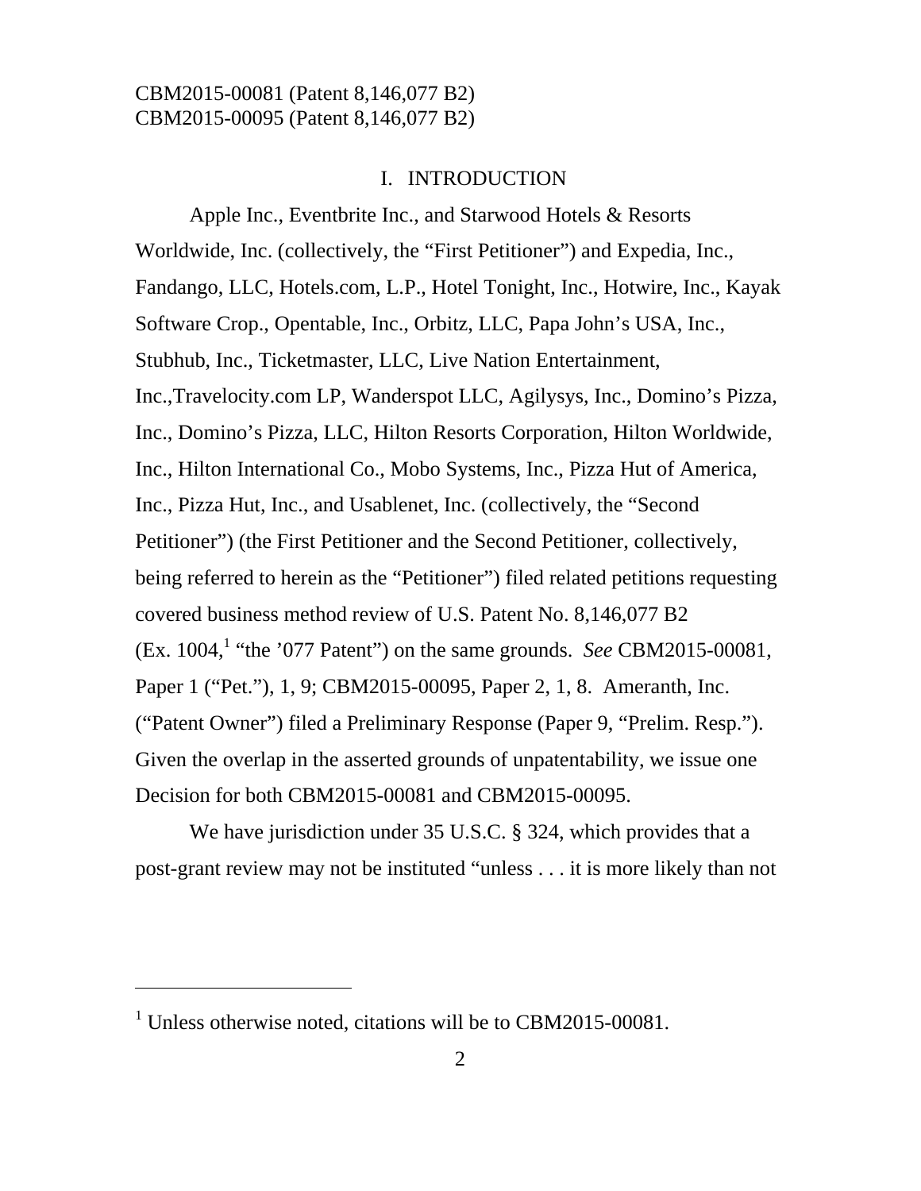CBM2015-00081 (Patent 8,146,077 B2)
CBM2015-00095 (Patent 8,146,077 B2)

# I. INTRODUCTION

Apple Inc., Eventbrite Inc., and Starwood Hotels & Resorts Worldwide, Inc. (collectively, the "First Petitioner") and Expedia, Inc., Fandango, LLC, Hotels.com, L.P., Hotel Tonight, Inc., Hotwire, Inc., Kayak Software Crop., Opentable, Inc., Orbitz, LLC, Papa John's USA, Inc., Stubhub, Inc., Ticketmaster, LLC, Live Nation Entertainment, Inc.,Travelocity.com LP, Wanderspot LLC, Agilysys, Inc., Domino's Pizza, Inc., Domino's Pizza, LLC, Hilton Resorts Corporation, Hilton Worldwide, Inc., Hilton International Co., Mobo Systems, Inc., Pizza Hut of America, Inc., Pizza Hut, Inc., and Usablenet, Inc. (collectively, the "Second Petitioner") (the First Petitioner and the Second Petitioner, collectively, being referred to herein as the "Petitioner") filed related petitions requesting covered business method review of U.S. Patent No. 8,146,077 B2 (Ex. 1004,[1] "the '077 Patent") on the same grounds. *See* CBM2015-00081, Paper 1 ("Pet."), 1, 9; CBM2015-00095, Paper 2, 1, 8. Ameranth, Inc. ("Patent Owner") filed a Preliminary Response (Paper 9, "Prelim. Resp."). Given the overlap in the asserted grounds of unpatentability, we issue one Decision for both CBM2015-00081 and CBM2015-00095.

We have jurisdiction under 35 U.S.C. § 324, which provides that a post-grant review may not be instituted "unless . . . it is more likely than not

---

[1] Unless otherwise noted, citations will be to CBM2015-00081.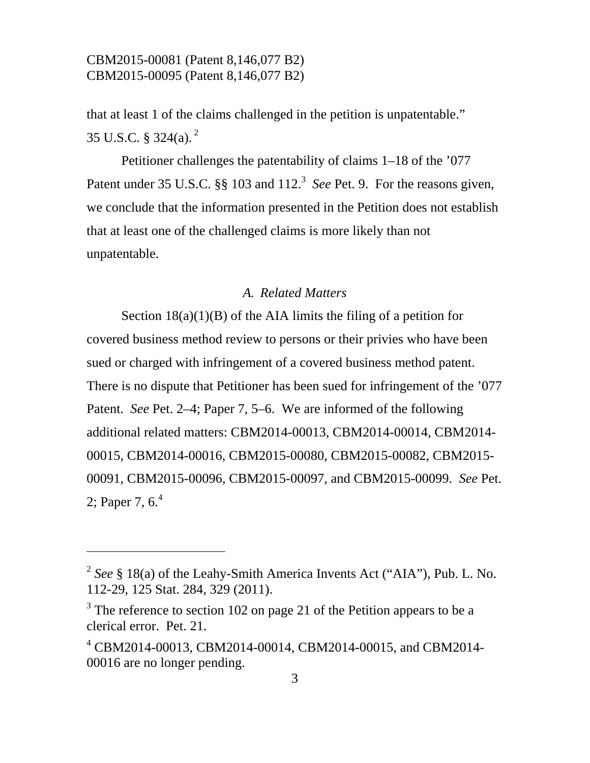that at least 1 of the claims challenged in the petition is unpatentable." 35 U.S.C. § 324(a).[2]

Petitioner challenges the patentability of claims 1–18 of the '077 Patent under 35 U.S.C. §§ 103 and 112.[3] *See* Pet. 9. For the reasons given, we conclude that the information presented in the Petition does not establish that at least one of the challenged claims is more likely than not unpatentable.

### *A. Related Matters*

Section 18(a)(1)(B) of the AIA limits the filing of a petition for covered business method review to persons or their privies who have been sued or charged with infringement of a covered business method patent. There is no dispute that Petitioner has been sued for infringement of the '077 Patent. *See* Pet. 2–4; Paper 7, 5–6. We are informed of the following additional related matters: CBM2014-00013, CBM2014-00014, CBM2014-00015, CBM2014-00016, CBM2015-00080, CBM2015-00082, CBM2015-00091, CBM2015-00096, CBM2015-00097, and CBM2015-00099. *See* Pet. 2; Paper 7, 6.[4]

---

[2] *See* § 18(a) of the Leahy-Smith America Invents Act ("AIA"), Pub. L. No. 112-29, 125 Stat. 284, 329 (2011).

[3] The reference to section 102 on page 21 of the Petition appears to be a clerical error. Pet. 21.

[4] CBM2014-00013, CBM2014-00014, CBM2014-00015, and CBM2014-00016 are no longer pending.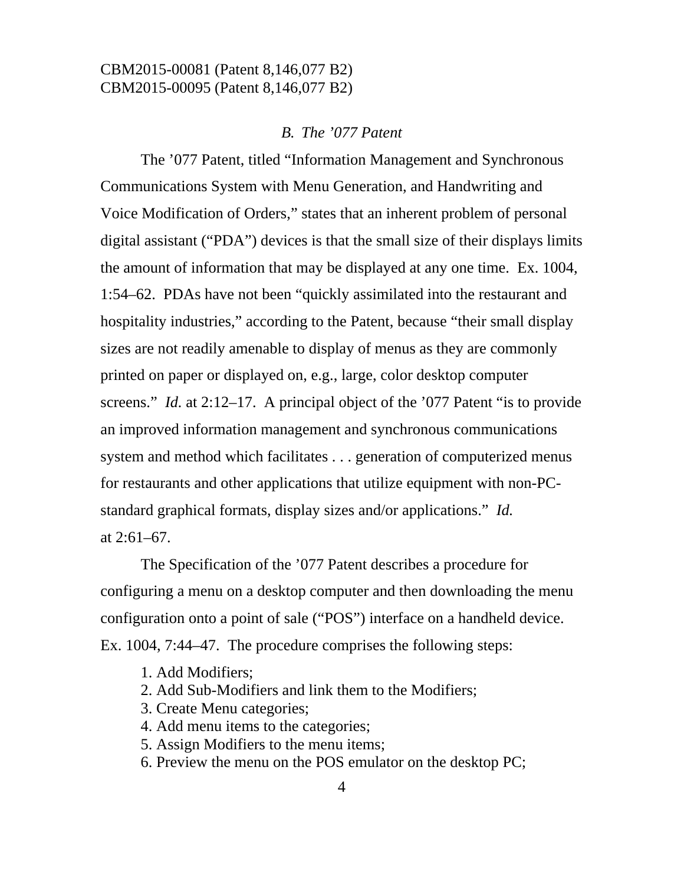### *B. The ’077 Patent*

The ’077 Patent, titled “Information Management and Synchronous Communications System with Menu Generation, and Handwriting and Voice Modification of Orders,” states that an inherent problem of personal digital assistant (“PDA”) devices is that the small size of their displays limits the amount of information that may be displayed at any one time. Ex. 1004, 1:54–62. PDAs have not been “quickly assimilated into the restaurant and hospitality industries,” according to the Patent, because “their small display sizes are not readily amenable to display of menus as they are commonly printed on paper or displayed on, e.g., large, color desktop computer screens.” *Id.* at 2:12–17. A principal object of the ’077 Patent “is to provide an improved information management and synchronous communications system and method which facilitates . . . generation of computerized menus for restaurants and other applications that utilize equipment with non-PC-standard graphical formats, display sizes and/or applications.” *Id.* at 2:61–67.

The Specification of the ’077 Patent describes a procedure for configuring a menu on a desktop computer and then downloading the menu configuration onto a point of sale (“POS”) interface on a handheld device. Ex. 1004, 7:44–47. The procedure comprises the following steps:

1. Add Modifiers;
2. Add Sub-Modifiers and link them to the Modifiers;
3. Create Menu categories;
4. Add menu items to the categories;
5. Assign Modifiers to the menu items;
6. Preview the menu on the POS emulator on the desktop PC;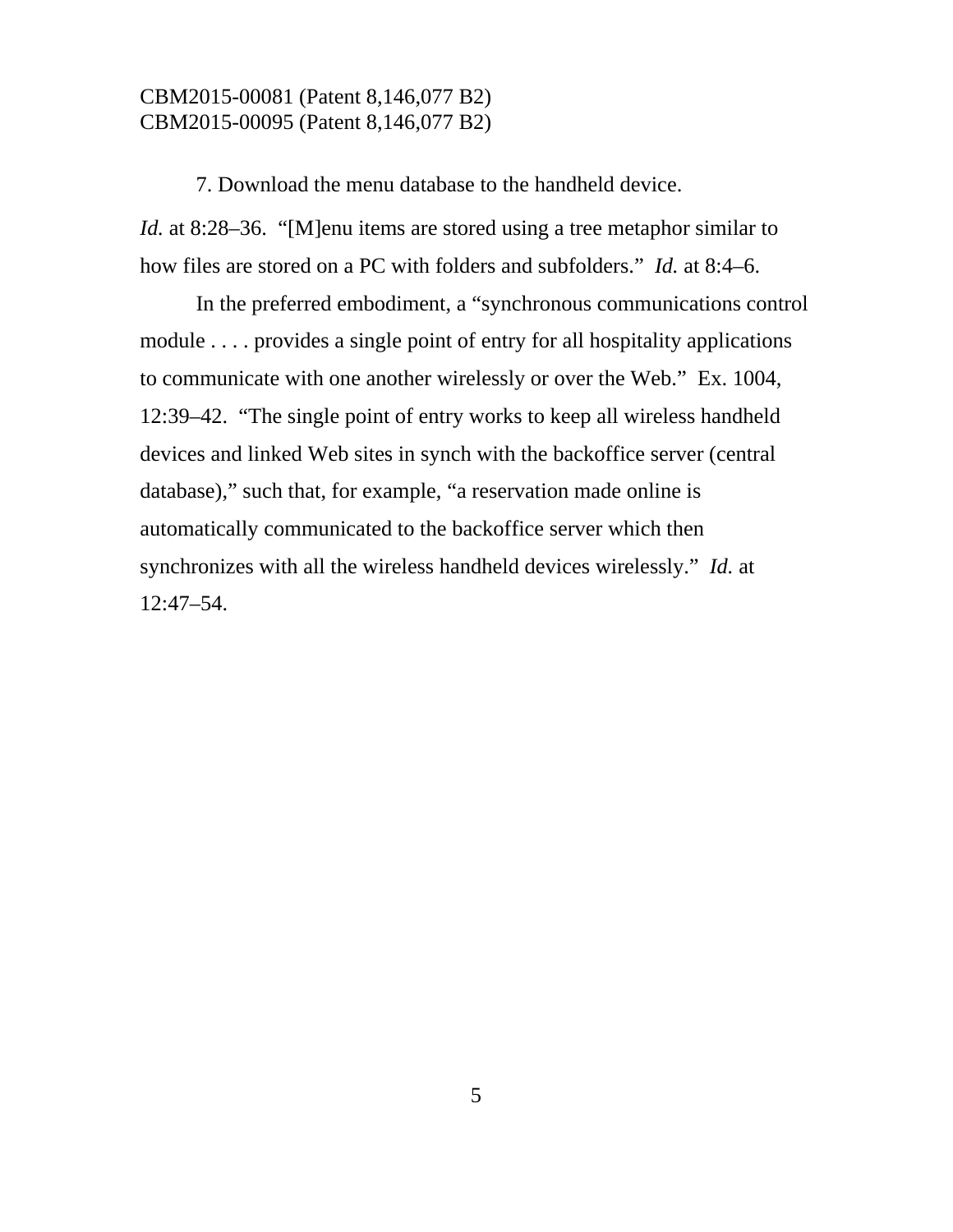7. Download the menu database to the handheld device.

*Id.* at 8:28–36. "[M]enu items are stored using a tree metaphor similar to how files are stored on a PC with folders and subfolders." *Id.* at 8:4–6.

In the preferred embodiment, a "synchronous communications control module . . . . provides a single point of entry for all hospitality applications to communicate with one another wirelessly or over the Web." Ex. 1004, 12:39–42. "The single point of entry works to keep all wireless handheld devices and linked Web sites in synch with the backoffice server (central database)," such that, for example, "a reservation made online is automatically communicated to the backoffice server which then synchronizes with all the wireless handheld devices wirelessly." *Id.* at 12:47–54.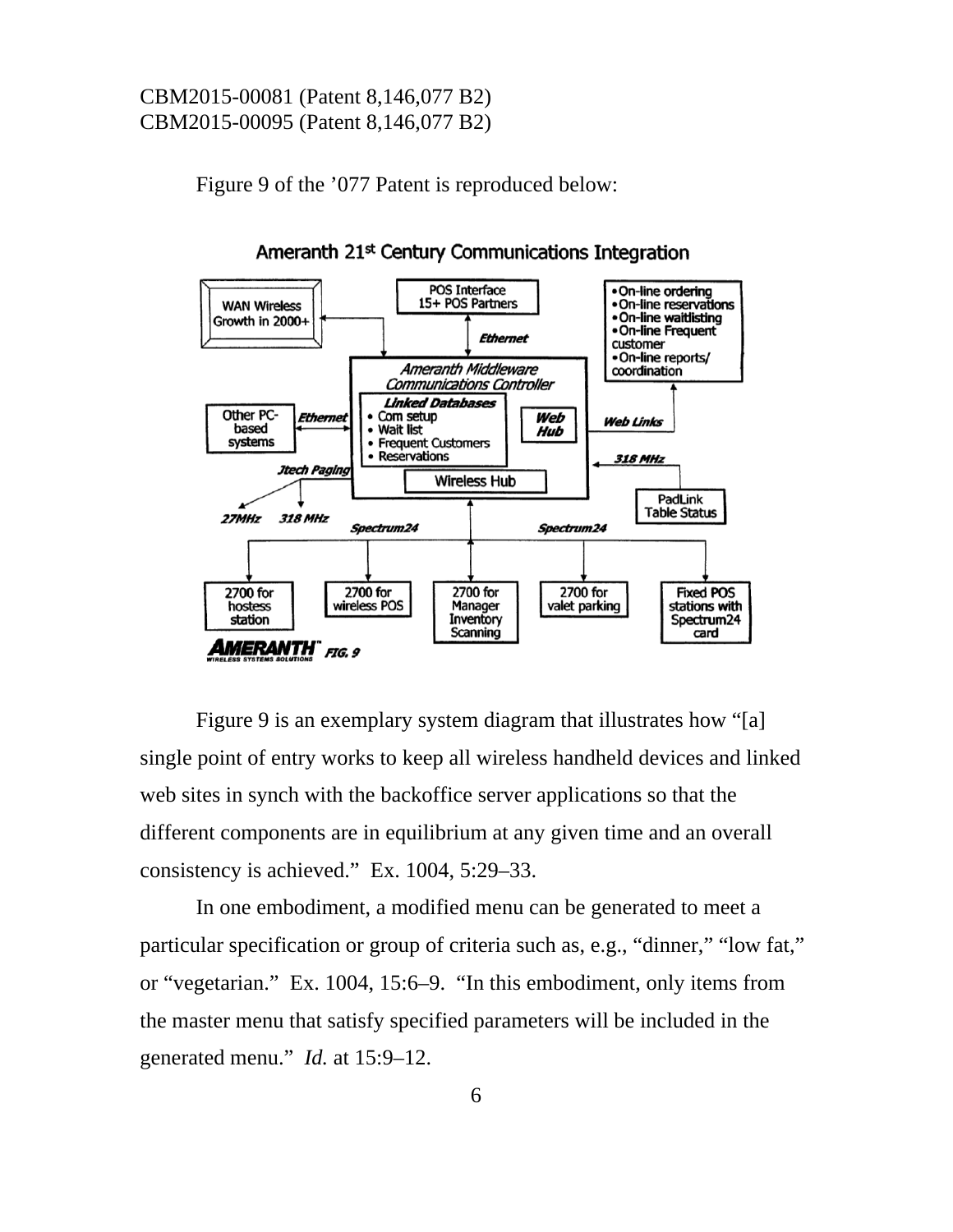Figure 9 of the ’077 Patent is reproduced below:

Figure 9 is an exemplary system diagram that illustrates how “[a] single point of entry works to keep all wireless handheld devices and linked web sites in synch with the backoffice server applications so that the different components are in equilibrium at any given time and an overall consistency is achieved.” Ex. 1004, 5:29–33.

In one embodiment, a modified menu can be generated to meet a particular specification or group of criteria such as, e.g., “dinner,” “low fat,” or “vegetarian.” Ex. 1004, 15:6–9. “In this embodiment, only items from the master menu that satisfy specified parameters will be included in the generated menu.” *Id.* at 15:9–12.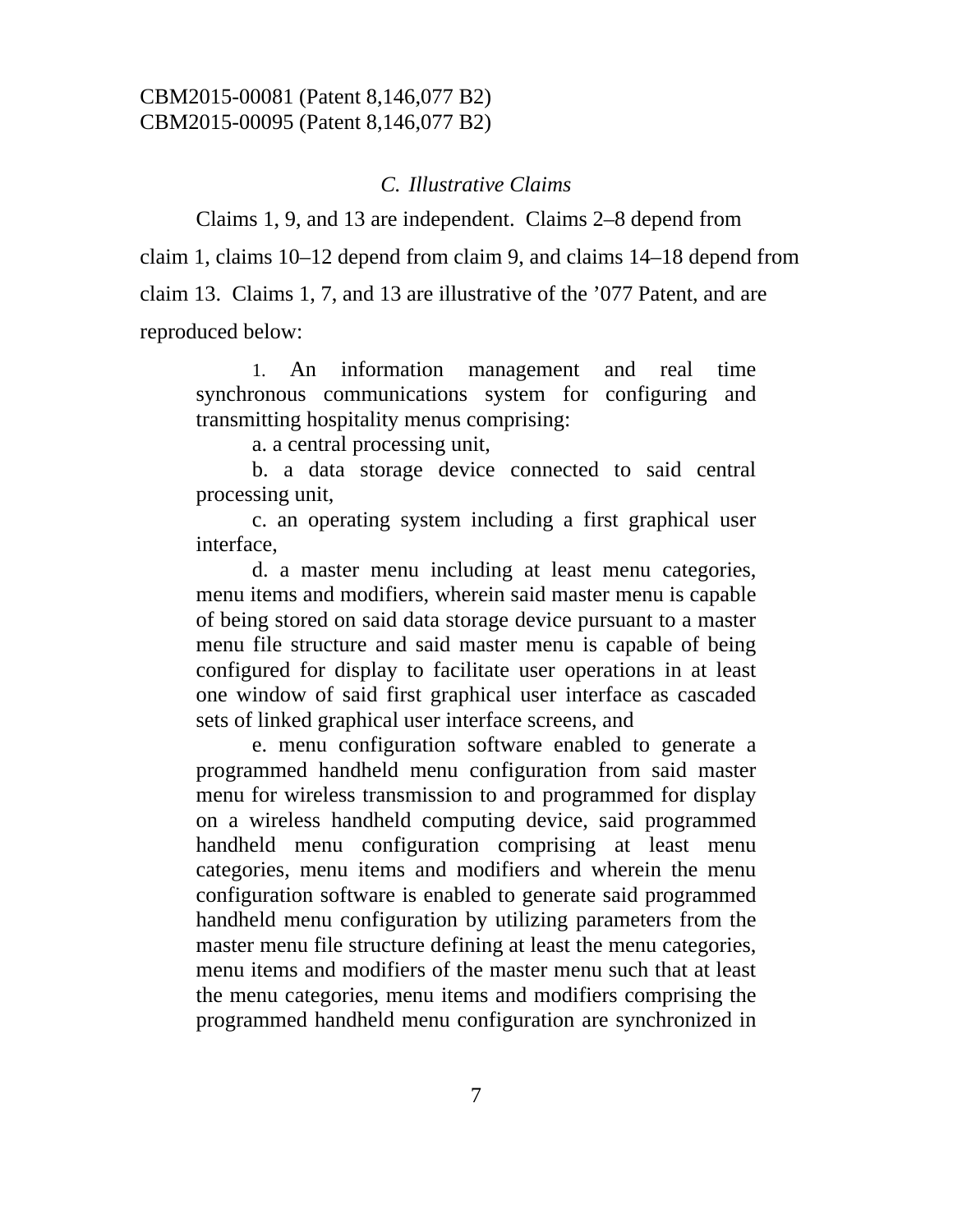### C. *Illustrative Claims*

Claims 1, 9, and 13 are independent. Claims 2–8 depend from claim 1, claims 10–12 depend from claim 9, and claims 14–18 depend from claim 13. Claims 1, 7, and 13 are illustrative of the ’077 Patent, and are reproduced below:

> 1. An information management and real time synchronous communications system for configuring and transmitting hospitality menus comprising:
>
> a. a central processing unit,
>
> b. a data storage device connected to said central processing unit,
>
> c. an operating system including a first graphical user interface,
>
> d. a master menu including at least menu categories, menu items and modifiers, wherein said master menu is capable of being stored on said data storage device pursuant to a master menu file structure and said master menu is capable of being configured for display to facilitate user operations in at least one window of said first graphical user interface as cascaded sets of linked graphical user interface screens, and
>
> e. menu configuration software enabled to generate a programmed handheld menu configuration from said master menu for wireless transmission to and programmed for display on a wireless handheld computing device, said programmed handheld menu configuration comprising at least menu categories, menu items and modifiers and wherein the menu configuration software is enabled to generate said programmed handheld menu configuration by utilizing parameters from the master menu file structure defining at least the menu categories, menu items and modifiers of the master menu such that at least the menu categories, menu items and modifiers comprising the programmed handheld menu configuration are synchronized in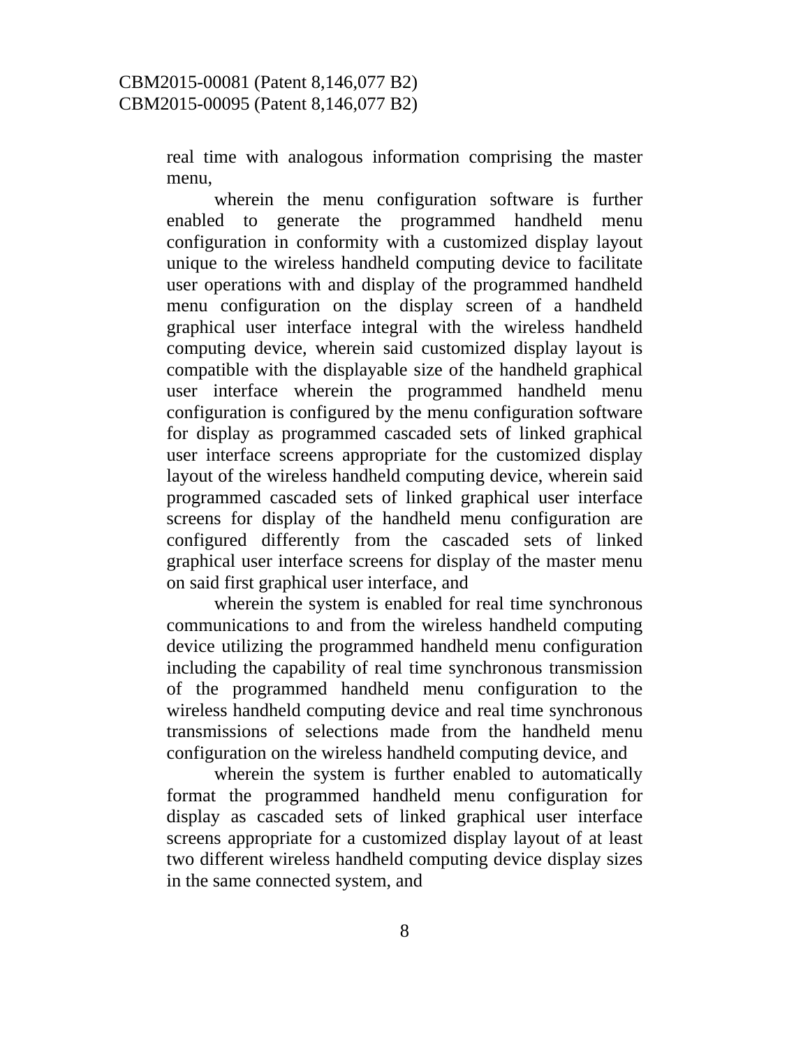real time with analogous information comprising the master menu,

wherein the menu configuration software is further enabled to generate the programmed handheld menu configuration in conformity with a customized display layout unique to the wireless handheld computing device to facilitate user operations with and display of the programmed handheld menu configuration on the display screen of a handheld graphical user interface integral with the wireless handheld computing device, wherein said customized display layout is compatible with the displayable size of the handheld graphical user interface wherein the programmed handheld menu configuration is configured by the menu configuration software for display as programmed cascaded sets of linked graphical user interface screens appropriate for the customized display layout of the wireless handheld computing device, wherein said programmed cascaded sets of linked graphical user interface screens for display of the handheld menu configuration are configured differently from the cascaded sets of linked graphical user interface screens for display of the master menu on said first graphical user interface, and

wherein the system is enabled for real time synchronous communications to and from the wireless handheld computing device utilizing the programmed handheld menu configuration including the capability of real time synchronous transmission of the programmed handheld menu configuration to the wireless handheld computing device and real time synchronous transmissions of selections made from the handheld menu configuration on the wireless handheld computing device, and

wherein the system is further enabled to automatically format the programmed handheld menu configuration for display as cascaded sets of linked graphical user interface screens appropriate for a customized display layout of at least two different wireless handheld computing device display sizes in the same connected system, and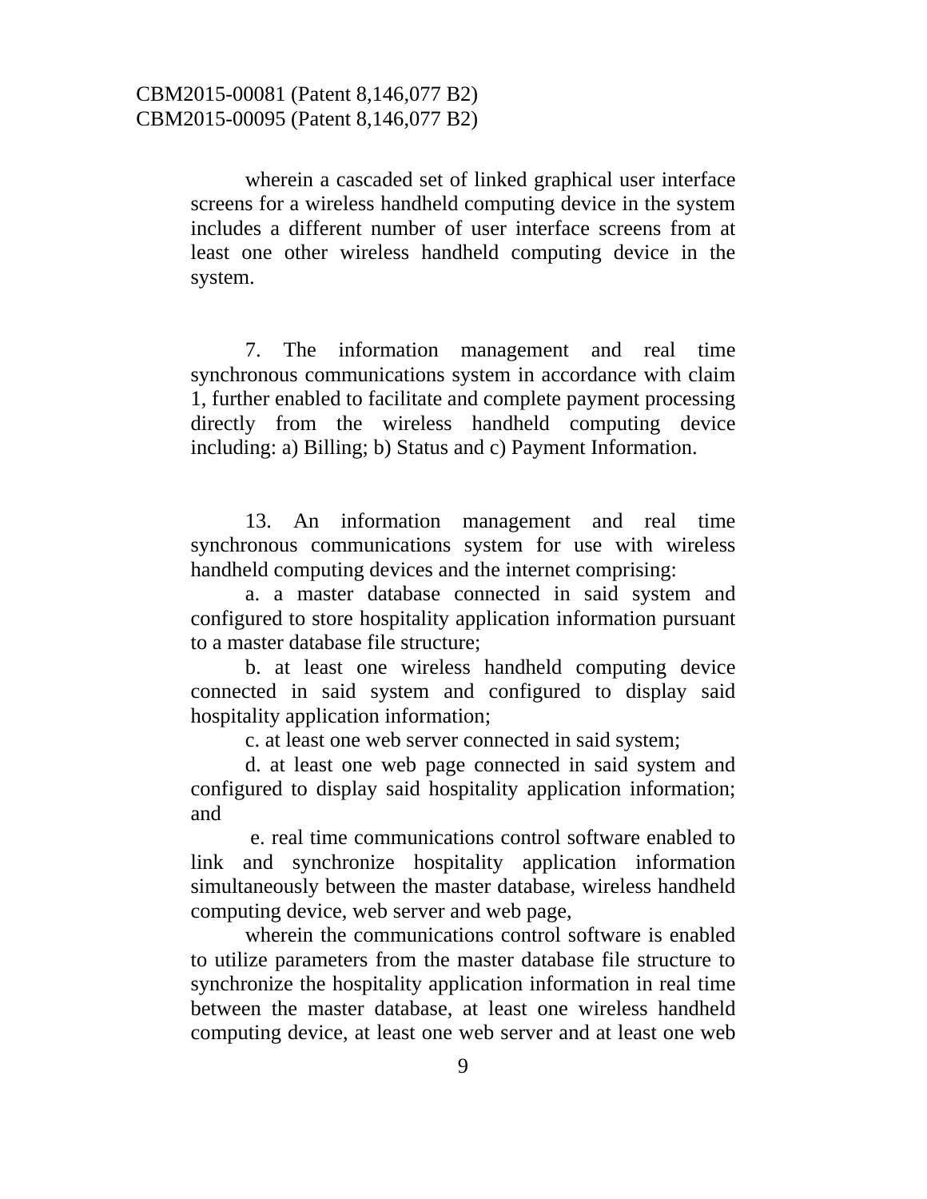wherein a cascaded set of linked graphical user interface screens for a wireless handheld computing device in the system includes a different number of user interface screens from at least one other wireless handheld computing device in the system.

7. The information management and real time synchronous communications system in accordance with claim 1, further enabled to facilitate and complete payment processing directly from the wireless handheld computing device including: a) Billing; b) Status and c) Payment Information.

13. An information management and real time synchronous communications system for use with wireless handheld computing devices and the internet comprising:

a. a master database connected in said system and configured to store hospitality application information pursuant to a master database file structure;

b. at least one wireless handheld computing device connected in said system and configured to display said hospitality application information;

c. at least one web server connected in said system;

d. at least one web page connected in said system and configured to display said hospitality application information; and

e. real time communications control software enabled to link and synchronize hospitality application information simultaneously between the master database, wireless handheld computing device, web server and web page,

wherein the communications control software is enabled to utilize parameters from the master database file structure to synchronize the hospitality application information in real time between the master database, at least one wireless handheld computing device, at least one web server and at least one web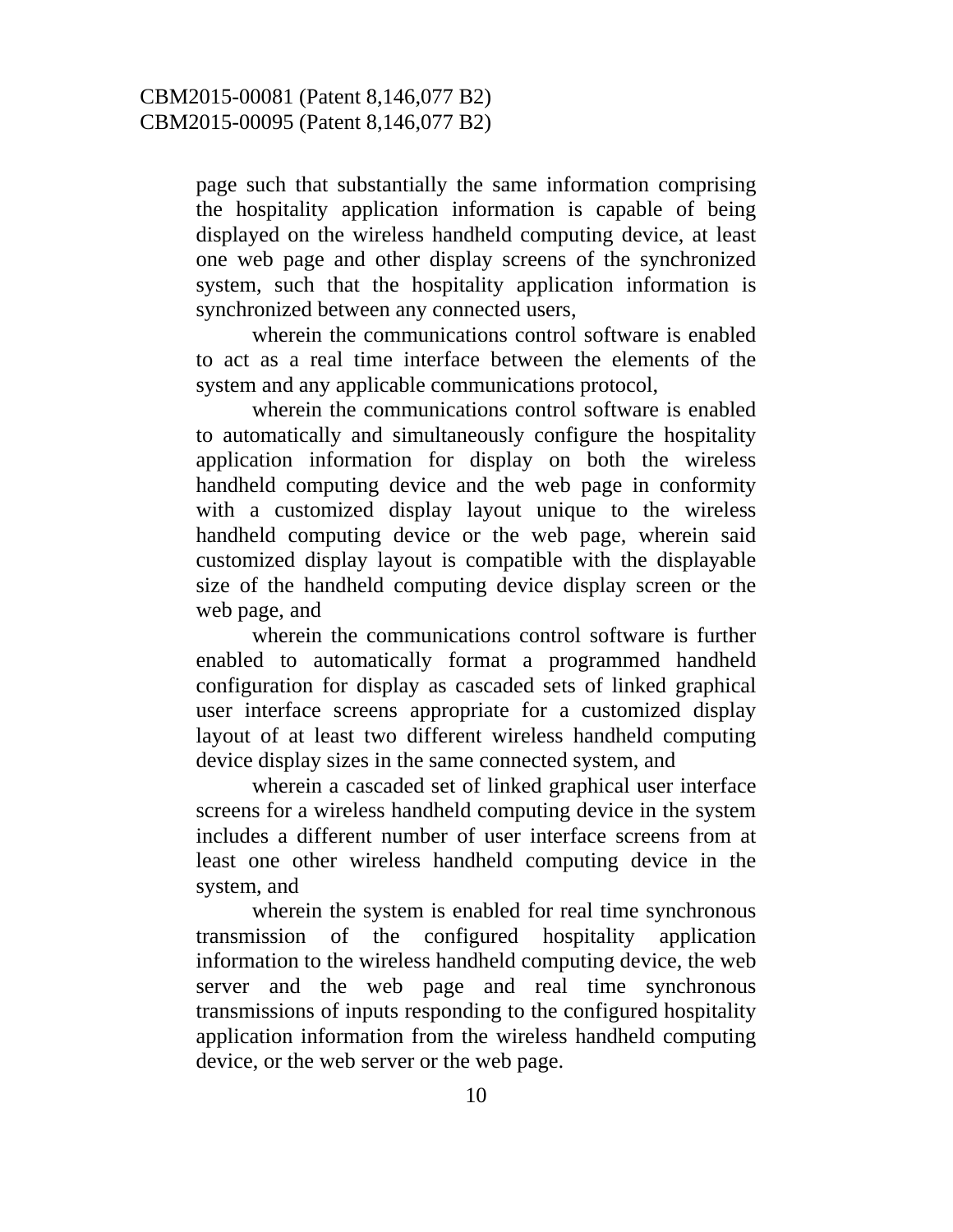page such that substantially the same information comprising the hospitality application information is capable of being displayed on the wireless handheld computing device, at least one web page and other display screens of the synchronized system, such that the hospitality application information is synchronized between any connected users,

wherein the communications control software is enabled to act as a real time interface between the elements of the system and any applicable communications protocol,

wherein the communications control software is enabled to automatically and simultaneously configure the hospitality application information for display on both the wireless handheld computing device and the web page in conformity with a customized display layout unique to the wireless handheld computing device or the web page, wherein said customized display layout is compatible with the displayable size of the handheld computing device display screen or the web page, and

wherein the communications control software is further enabled to automatically format a programmed handheld configuration for display as cascaded sets of linked graphical user interface screens appropriate for a customized display layout of at least two different wireless handheld computing device display sizes in the same connected system, and

wherein a cascaded set of linked graphical user interface screens for a wireless handheld computing device in the system includes a different number of user interface screens from at least one other wireless handheld computing device in the system, and

wherein the system is enabled for real time synchronous transmission of the configured hospitality application information to the wireless handheld computing device, the web server and the web page and real time synchronous transmissions of inputs responding to the configured hospitality application information from the wireless handheld computing device, or the web server or the web page.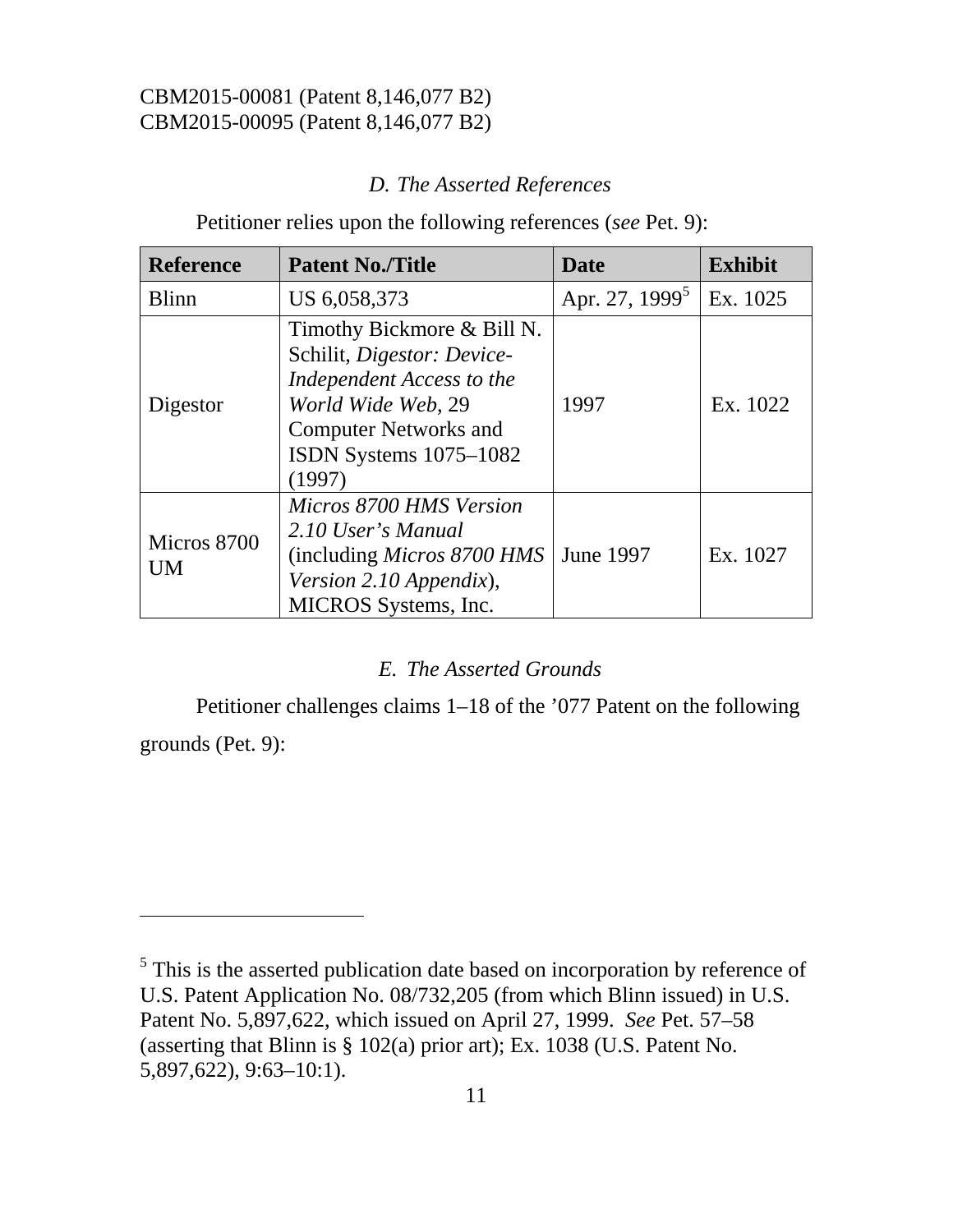### *D. The Asserted References*

Petitioner relies upon the following references (*see* Pet. 9):

| Reference | Patent No./Title | Date | Exhibit |
|---|---|---|---|
| Blinn | US 6,058,373 | Apr. 27, 1999[5] | Ex. 1025 |
| Digestor | Timothy Bickmore & Bill N. Schilit, *Digestor: Device-Independent Access to the World Wide Web*, 29 Computer Networks and ISDN Systems 1075–1082 (1997) | 1997 | Ex. 1022 |
| Micros 8700 UM | *Micros 8700 HMS Version 2.10 User's Manual* (including *Micros 8700 HMS Version 2.10 Appendix*), MICROS Systems, Inc. | June 1997 | Ex. 1027 |

### *E. The Asserted Grounds*

Petitioner challenges claims 1–18 of the '077 Patent on the following grounds (Pet. 9):

---

[5] This is the asserted publication date based on incorporation by reference of U.S. Patent Application No. 08/732,205 (from which Blinn issued) in U.S. Patent No. 5,897,622, which issued on April 27, 1999. *See* Pet. 57–58 (asserting that Blinn is § 102(a) prior art); Ex. 1038 (U.S. Patent No. 5,897,622), 9:63–10:1).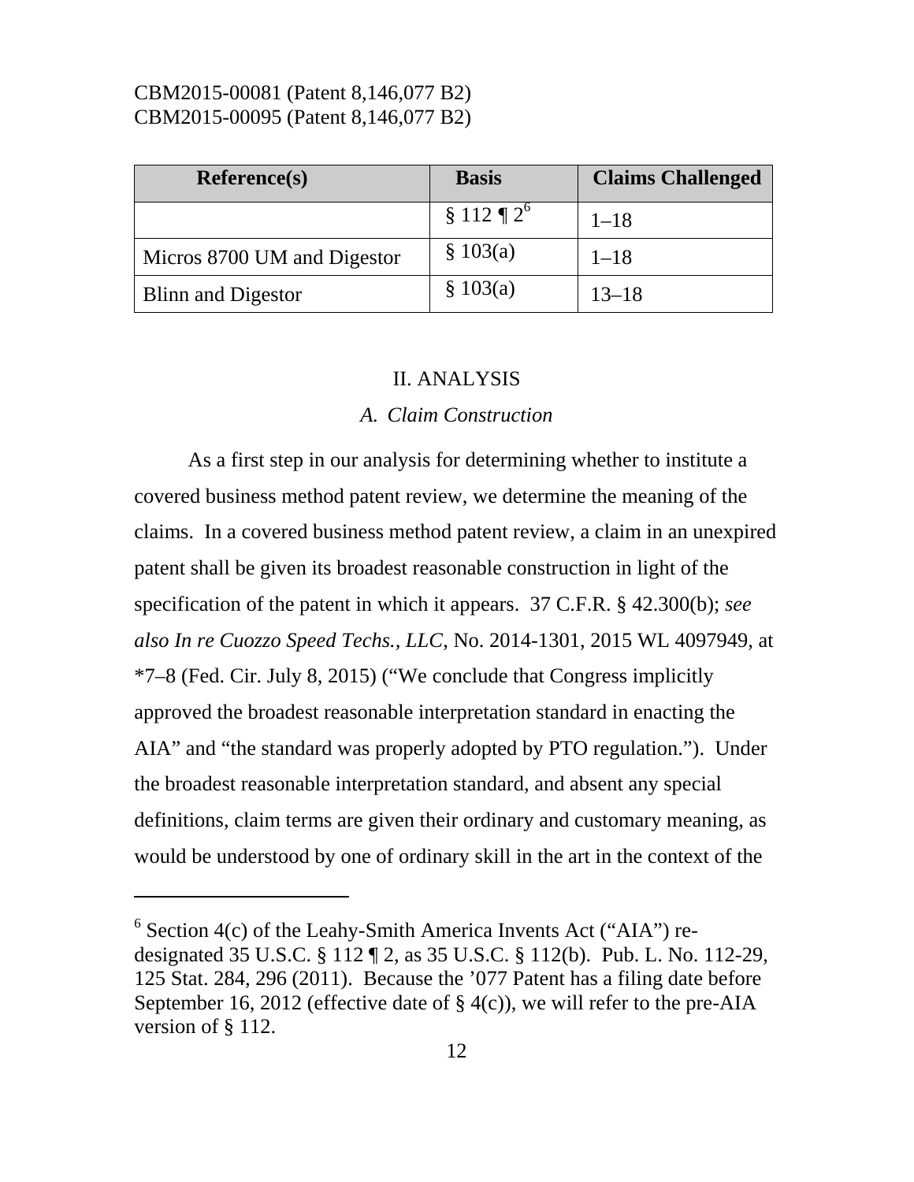| Reference(s) | Basis | Claims Challenged |
|---|---|---|
| | § 112 ¶ 2[6] | 1–18 |
| Micros 8700 UM and Digestor | § 103(a) | 1–18 |
| Blinn and Digestor | § 103(a) | 13–18 |

## II. ANALYSIS

### *A. Claim Construction*

As a first step in our analysis for determining whether to institute a covered business method patent review, we determine the meaning of the claims. In a covered business method patent review, a claim in an unexpired patent shall be given its broadest reasonable construction in light of the specification of the patent in which it appears. 37 C.F.R. § 42.300(b); *see also In re Cuozzo Speed Techs., LLC*, No. 2014-1301, 2015 WL 4097949, at *7–8 (Fed. Cir. July 8, 2015) ("We conclude that Congress implicitly approved the broadest reasonable interpretation standard in enacting the AIA" and "the standard was properly adopted by PTO regulation."). Under the broadest reasonable interpretation standard, and absent any special definitions, claim terms are given their ordinary and customary meaning, as would be understood by one of ordinary skill in the art in the context of the

---

[6] Section 4(c) of the Leahy-Smith America Invents Act ("AIA") re-designated 35 U.S.C. § 112 ¶ 2, as 35 U.S.C. § 112(b). Pub. L. No. 112-29, 125 Stat. 284, 296 (2011). Because the '077 Patent has a filing date before September 16, 2012 (effective date of § 4(c)), we will refer to the pre-AIA version of § 112.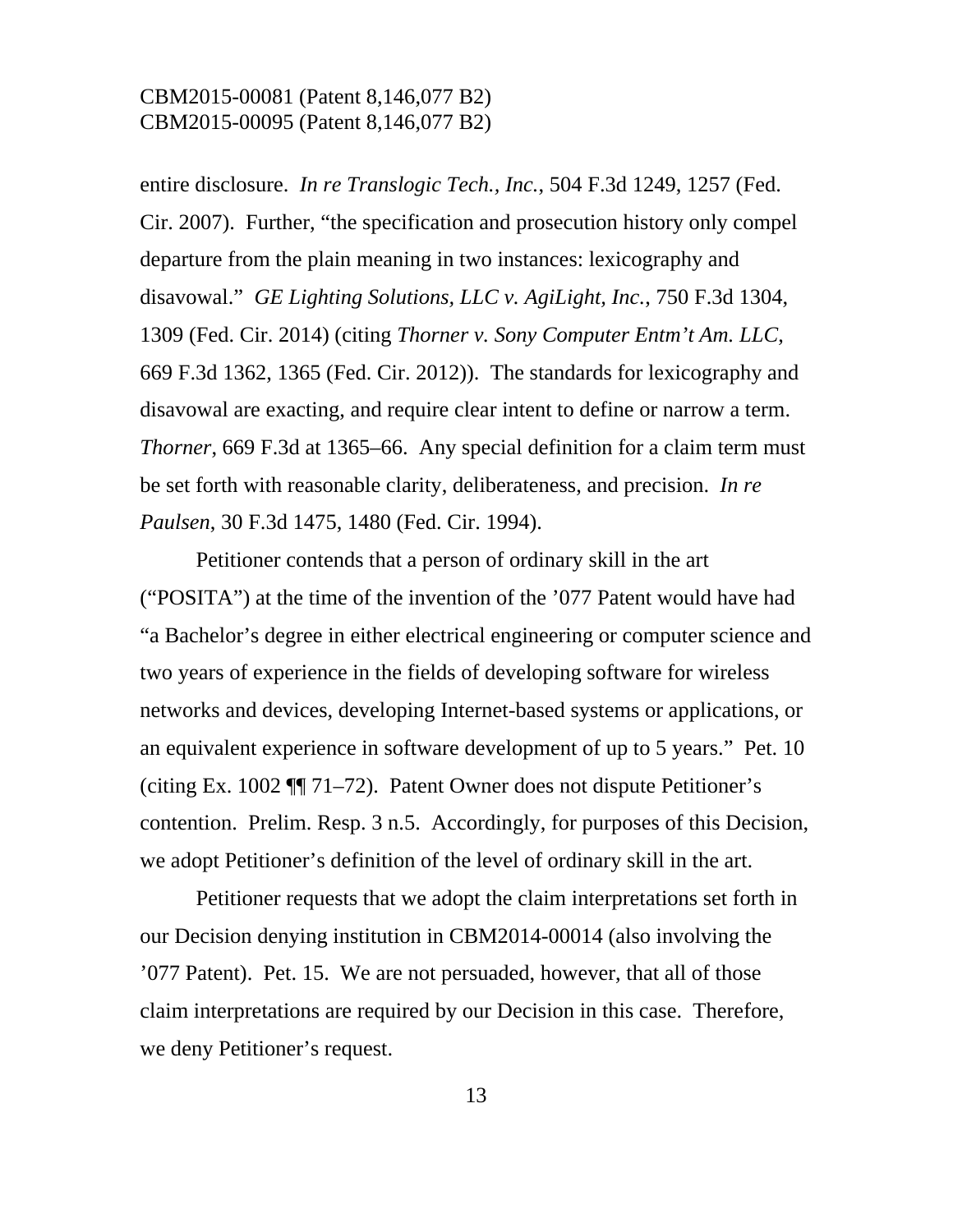entire disclosure. *In re Translogic Tech., Inc.*, 504 F.3d 1249, 1257 (Fed. Cir. 2007). Further, "the specification and prosecution history only compel departure from the plain meaning in two instances: lexicography and disavowal." *GE Lighting Solutions, LLC v. AgiLight, Inc.*, 750 F.3d 1304, 1309 (Fed. Cir. 2014) (citing *Thorner v. Sony Computer Entm't Am. LLC*, 669 F.3d 1362, 1365 (Fed. Cir. 2012)). The standards for lexicography and disavowal are exacting, and require clear intent to define or narrow a term. *Thorner*, 669 F.3d at 1365–66. Any special definition for a claim term must be set forth with reasonable clarity, deliberateness, and precision. *In re Paulsen*, 30 F.3d 1475, 1480 (Fed. Cir. 1994).

Petitioner contends that a person of ordinary skill in the art ("POSITA") at the time of the invention of the '077 Patent would have had "a Bachelor's degree in either electrical engineering or computer science and two years of experience in the fields of developing software for wireless networks and devices, developing Internet-based systems or applications, or an equivalent experience in software development of up to 5 years." Pet. 10 (citing Ex. 1002 ¶¶ 71–72). Patent Owner does not dispute Petitioner's contention. Prelim. Resp. 3 n.5. Accordingly, for purposes of this Decision, we adopt Petitioner's definition of the level of ordinary skill in the art.

Petitioner requests that we adopt the claim interpretations set forth in our Decision denying institution in CBM2014-00014 (also involving the '077 Patent). Pet. 15. We are not persuaded, however, that all of those claim interpretations are required by our Decision in this case. Therefore, we deny Petitioner's request.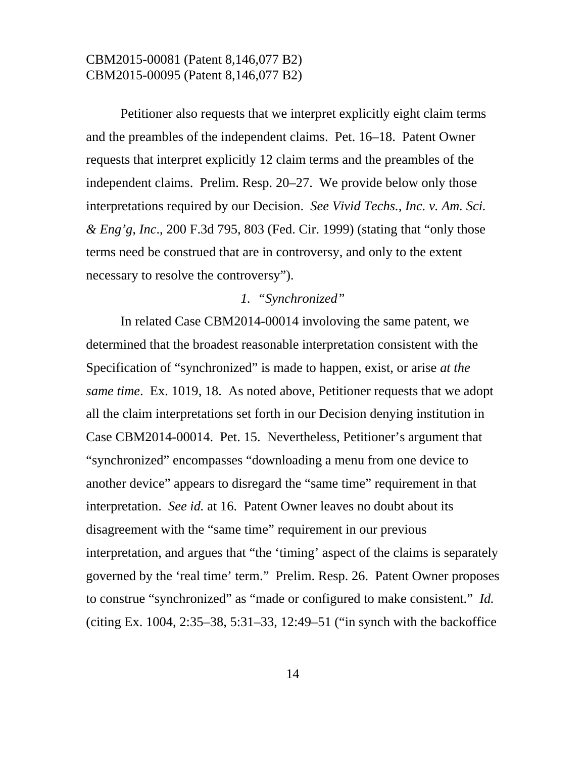Petitioner also requests that we interpret explicitly eight claim terms and the preambles of the independent claims. Pet. 16–18. Patent Owner requests that interpret explicitly 12 claim terms and the preambles of the independent claims. Prelim. Resp. 20–27. We provide below only those interpretations required by our Decision. *See Vivid Techs., Inc. v. Am. Sci. & Eng'g, Inc.*, 200 F.3d 795, 803 (Fed. Cir. 1999) (stating that "only those terms need be construed that are in controversy, and only to the extent necessary to resolve the controversy").

*1. "Synchronized"*

In related Case CBM2014-00014 involving the same patent, we determined that the broadest reasonable interpretation consistent with the Specification of "synchronized" is made to happen, exist, or arise *at the same time*. Ex. 1019, 18. As noted above, Petitioner requests that we adopt all the claim interpretations set forth in our Decision denying institution in Case CBM2014-00014. Pet. 15. Nevertheless, Petitioner's argument that "synchronized" encompasses "downloading a menu from one device to another device" appears to disregard the "same time" requirement in that interpretation. *See id.* at 16. Patent Owner leaves no doubt about its disagreement with the "same time" requirement in our previous interpretation, and argues that "the 'timing' aspect of the claims is separately governed by the 'real time' term." Prelim. Resp. 26. Patent Owner proposes to construe "synchronized" as "made or configured to make consistent." *Id.* (citing Ex. 1004, 2:35–38, 5:31–33, 12:49–51 ("in synch with the backoffice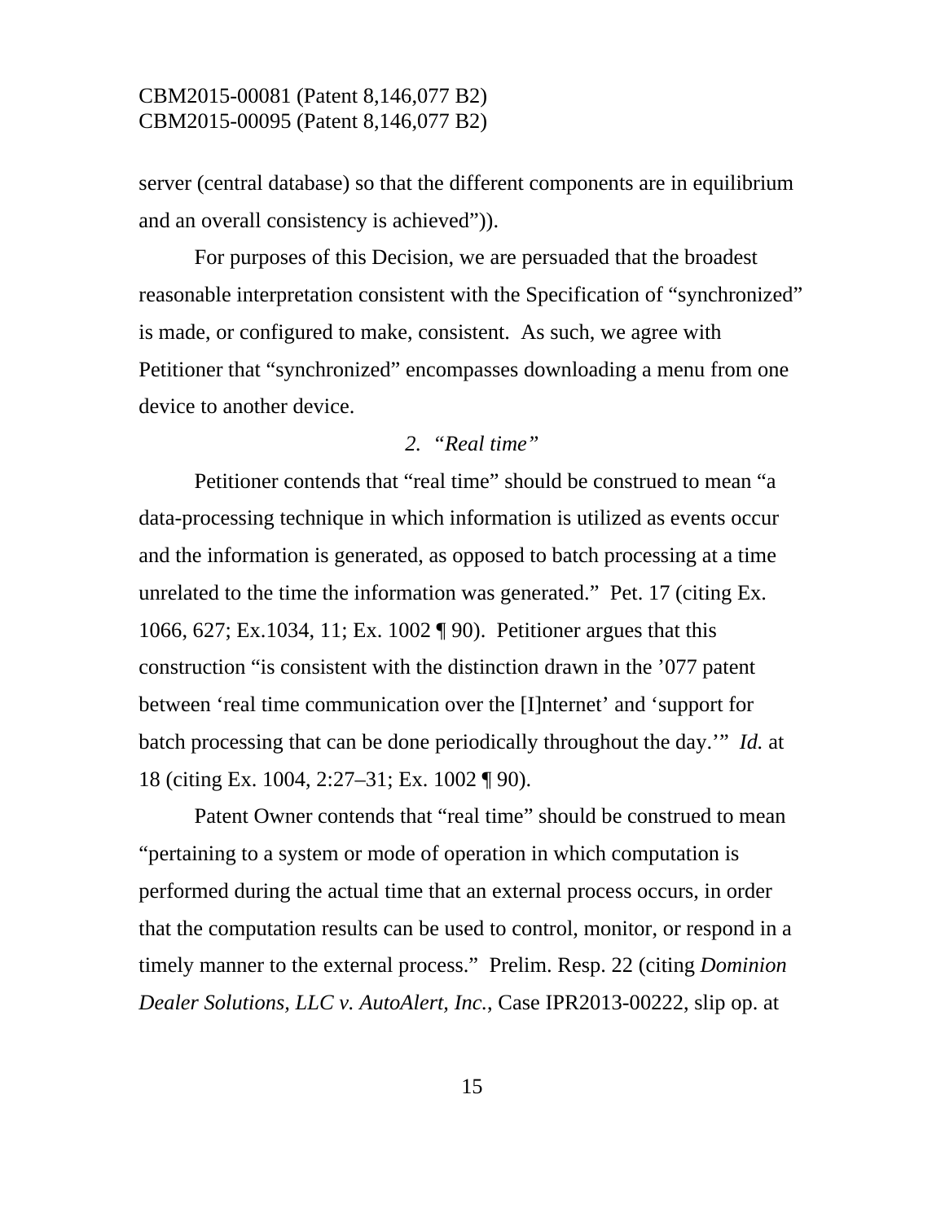server (central database) so that the different components are in equilibrium and an overall consistency is achieved")).

For purposes of this Decision, we are persuaded that the broadest reasonable interpretation consistent with the Specification of "synchronized" is made, or configured to make, consistent. As such, we agree with Petitioner that "synchronized" encompasses downloading a menu from one device to another device.

*2. "Real time"*

Petitioner contends that "real time" should be construed to mean "a data-processing technique in which information is utilized as events occur and the information is generated, as opposed to batch processing at a time unrelated to the time the information was generated." Pet. 17 (citing Ex. 1066, 627; Ex.1034, 11; Ex. 1002 ¶ 90). Petitioner argues that this construction "is consistent with the distinction drawn in the '077 patent between 'real time communication over the [I]nternet' and 'support for batch processing that can be done periodically throughout the day.'" *Id.* at 18 (citing Ex. 1004, 2:27–31; Ex. 1002 ¶ 90).

Patent Owner contends that "real time" should be construed to mean "pertaining to a system or mode of operation in which computation is performed during the actual time that an external process occurs, in order that the computation results can be used to control, monitor, or respond in a timely manner to the external process." Prelim. Resp. 22 (citing *Dominion Dealer Solutions, LLC v. AutoAlert, Inc.*, Case IPR2013-00222, slip op. at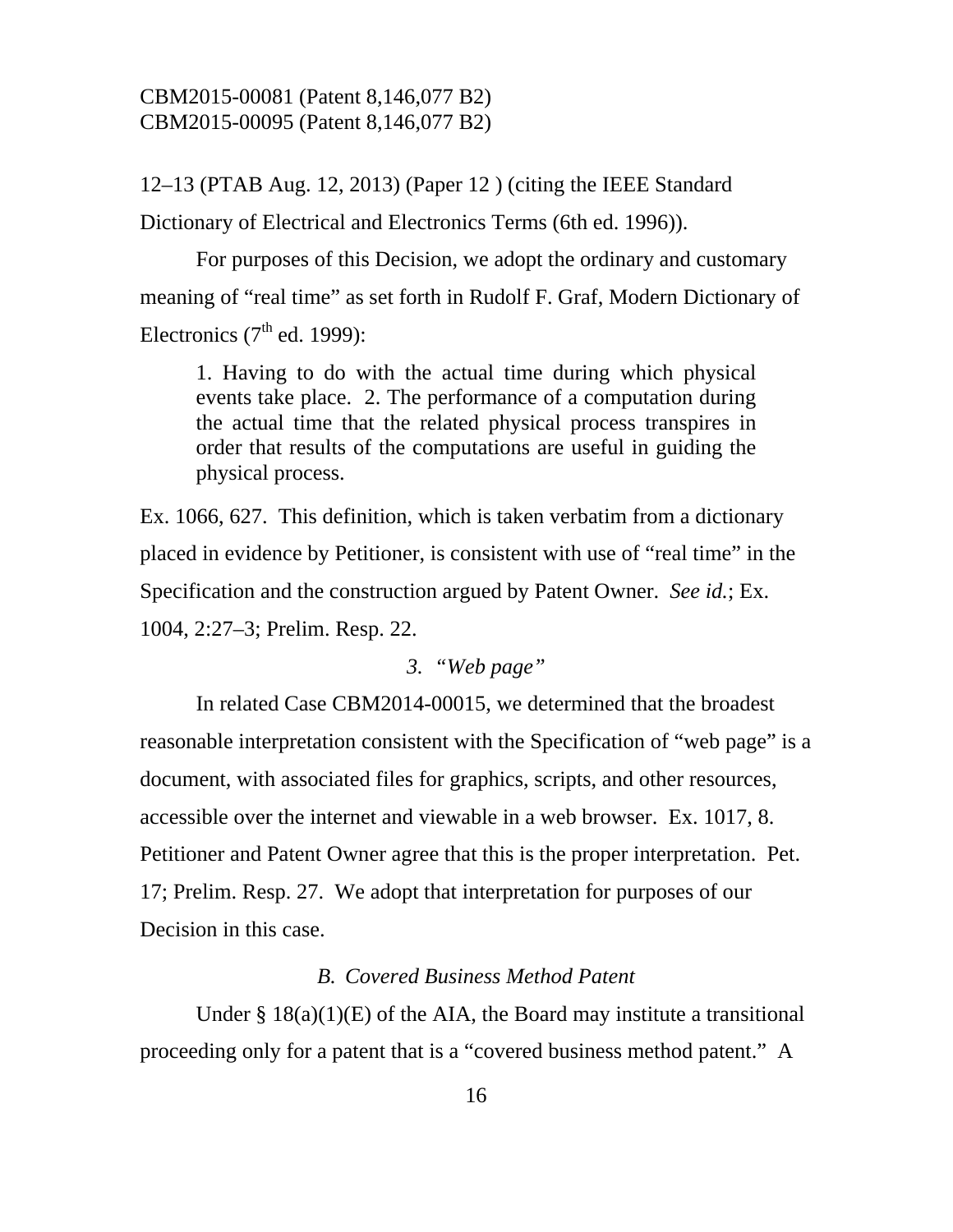12–13 (PTAB Aug. 12, 2013) (Paper 12 ) (citing the IEEE Standard Dictionary of Electrical and Electronics Terms (6th ed. 1996)).

For purposes of this Decision, we adopt the ordinary and customary meaning of "real time" as set forth in Rudolf F. Graf, Modern Dictionary of Electronics (7th ed. 1999):

> 1. Having to do with the actual time during which physical events take place. 2. The performance of a computation during the actual time that the related physical process transpires in order that results of the computations are useful in guiding the physical process.

Ex. 1066, 627. This definition, which is taken verbatim from a dictionary placed in evidence by Petitioner, is consistent with use of "real time" in the Specification and the construction argued by Patent Owner. *See id.*; Ex. 1004, 2:27–3; Prelim. Resp. 22.

### *3. "Web page"*

In related Case CBM2014-00015, we determined that the broadest reasonable interpretation consistent with the Specification of "web page" is a document, with associated files for graphics, scripts, and other resources, accessible over the internet and viewable in a web browser. Ex. 1017, 8. Petitioner and Patent Owner agree that this is the proper interpretation. Pet. 17; Prelim. Resp. 27. We adopt that interpretation for purposes of our Decision in this case.

## *B. Covered Business Method Patent*

Under § 18(a)(1)(E) of the AIA, the Board may institute a transitional proceeding only for a patent that is a "covered business method patent." A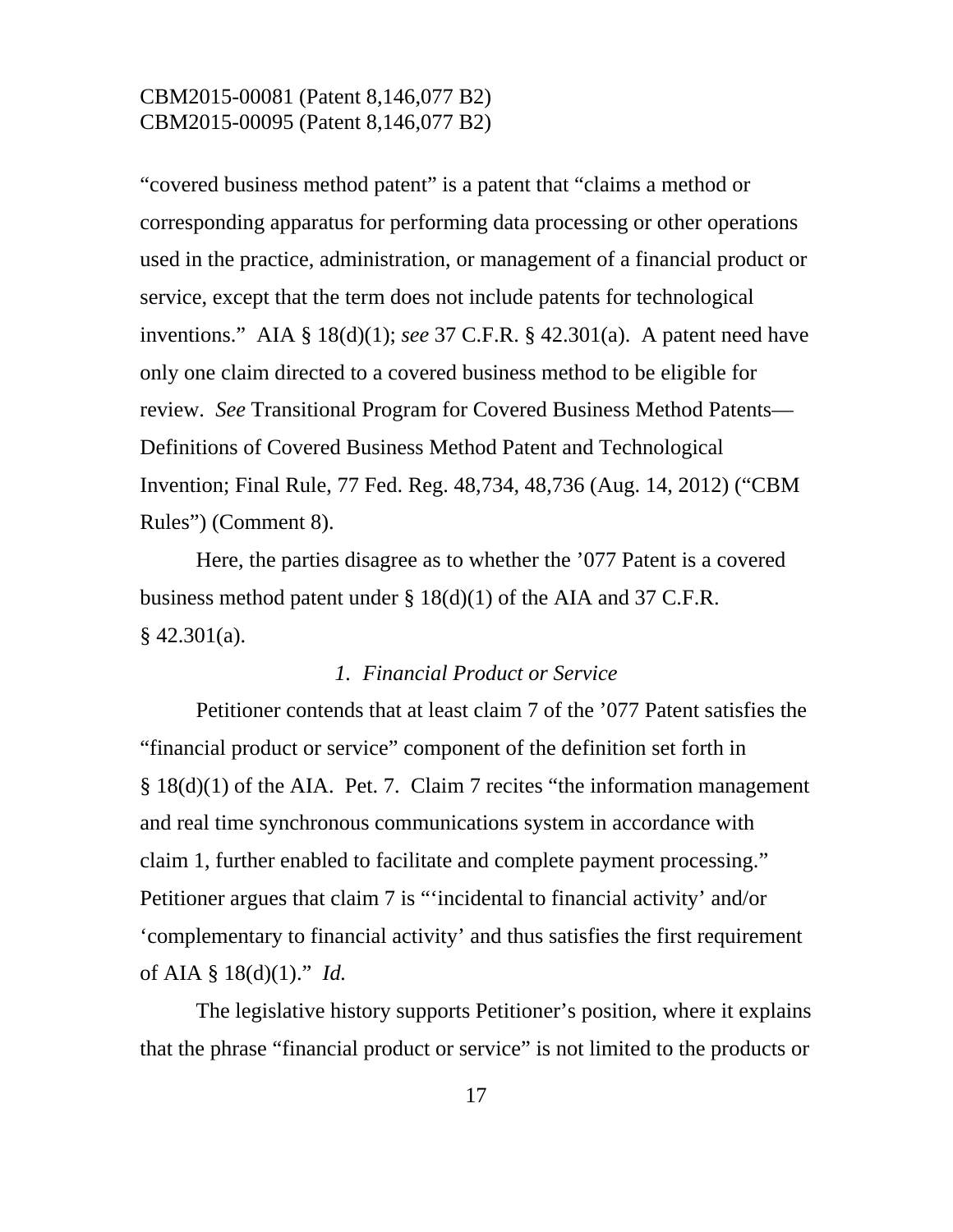"covered business method patent" is a patent that "claims a method or corresponding apparatus for performing data processing or other operations used in the practice, administration, or management of a financial product or service, except that the term does not include patents for technological inventions." AIA § 18(d)(1); *see* 37 C.F.R. § 42.301(a). A patent need have only one claim directed to a covered business method to be eligible for review. *See* Transitional Program for Covered Business Method Patents—Definitions of Covered Business Method Patent and Technological Invention; Final Rule, 77 Fed. Reg. 48,734, 48,736 (Aug. 14, 2012) ("CBM Rules") (Comment 8).

Here, the parties disagree as to whether the '077 Patent is a covered business method patent under § 18(d)(1) of the AIA and 37 C.F.R. § 42.301(a).

*1. Financial Product or Service*

Petitioner contends that at least claim 7 of the '077 Patent satisfies the "financial product or service" component of the definition set forth in § 18(d)(1) of the AIA. Pet. 7. Claim 7 recites "the information management and real time synchronous communications system in accordance with claim 1, further enabled to facilitate and complete payment processing." Petitioner argues that claim 7 is "'incidental to financial activity' and/or 'complementary to financial activity' and thus satisfies the first requirement of AIA § 18(d)(1)." *Id.*

The legislative history supports Petitioner's position, where it explains that the phrase "financial product or service" is not limited to the products or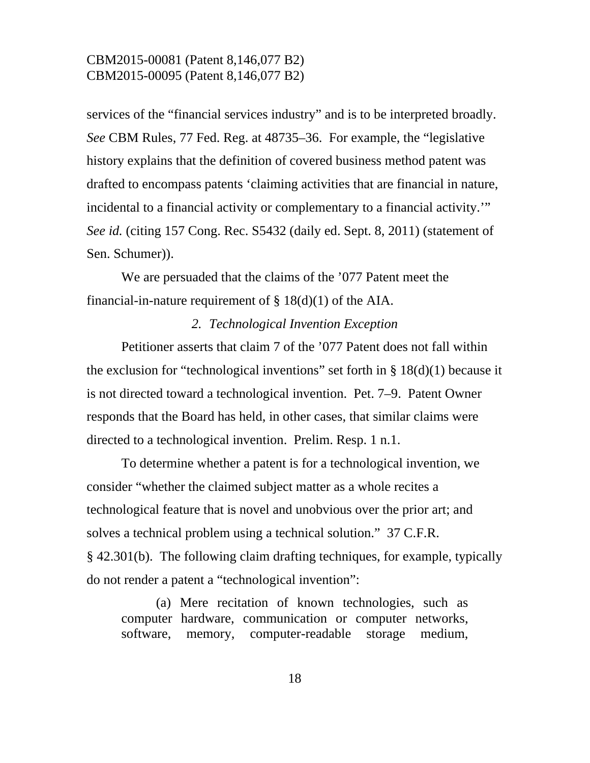services of the "financial services industry" and is to be interpreted broadly. *See* CBM Rules, 77 Fed. Reg. at 48735–36. For example, the "legislative history explains that the definition of covered business method patent was drafted to encompass patents 'claiming activities that are financial in nature, incidental to a financial activity or complementary to a financial activity.'" *See id.* (citing 157 Cong. Rec. S5432 (daily ed. Sept. 8, 2011) (statement of Sen. Schumer)).

We are persuaded that the claims of the '077 Patent meet the financial-in-nature requirement of § 18(d)(1) of the AIA.

*2. Technological Invention Exception*

Petitioner asserts that claim 7 of the '077 Patent does not fall within the exclusion for "technological inventions" set forth in § 18(d)(1) because it is not directed toward a technological invention. Pet. 7–9. Patent Owner responds that the Board has held, in other cases, that similar claims were directed to a technological invention. Prelim. Resp. 1 n.1.

To determine whether a patent is for a technological invention, we consider "whether the claimed subject matter as a whole recites a technological feature that is novel and unobvious over the prior art; and solves a technical problem using a technical solution." 37 C.F.R. § 42.301(b). The following claim drafting techniques, for example, typically do not render a patent a "technological invention":

> (a) Mere recitation of known technologies, such as computer hardware, communication or computer networks, software, memory, computer-readable storage medium,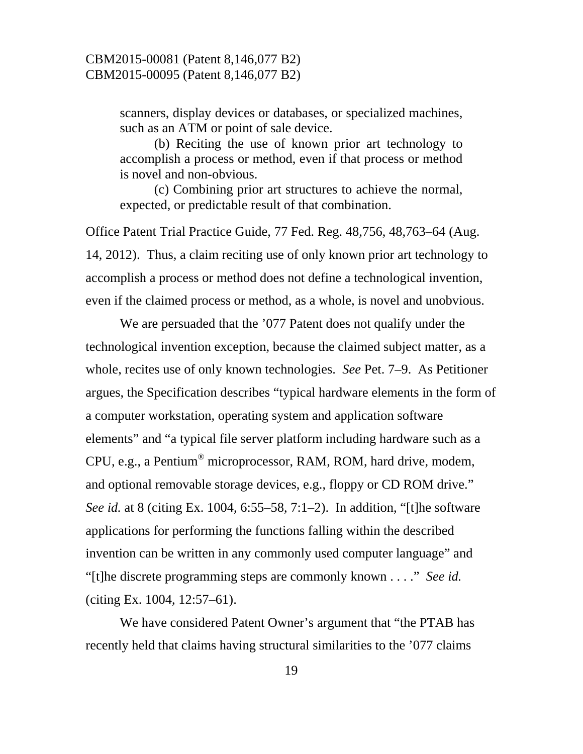> scanners, display devices or databases, or specialized machines, such as an ATM or point of sale device.
>
> (b) Reciting the use of known prior art technology to accomplish a process or method, even if that process or method is novel and non-obvious.
>
> (c) Combining prior art structures to achieve the normal, expected, or predictable result of that combination.

Office Patent Trial Practice Guide, 77 Fed. Reg. 48,756, 48,763–64 (Aug. 14, 2012). Thus, a claim reciting use of only known prior art technology to accomplish a process or method does not define a technological invention, even if the claimed process or method, as a whole, is novel and unobvious.

We are persuaded that the '077 Patent does not qualify under the technological invention exception, because the claimed subject matter, as a whole, recites use of only known technologies. *See* Pet. 7–9. As Petitioner argues, the Specification describes "typical hardware elements in the form of a computer workstation, operating system and application software elements" and "a typical file server platform including hardware such as a CPU, e.g., a Pentium® microprocessor, RAM, ROM, hard drive, modem, and optional removable storage devices, e.g., floppy or CD ROM drive." *See id.* at 8 (citing Ex. 1004, 6:55–58, 7:1–2). In addition, "[t]he software applications for performing the functions falling within the described invention can be written in any commonly used computer language" and "[t]he discrete programming steps are commonly known . . . ." *See id.* (citing Ex. 1004, 12:57–61).

We have considered Patent Owner's argument that "the PTAB has recently held that claims having structural similarities to the '077 claims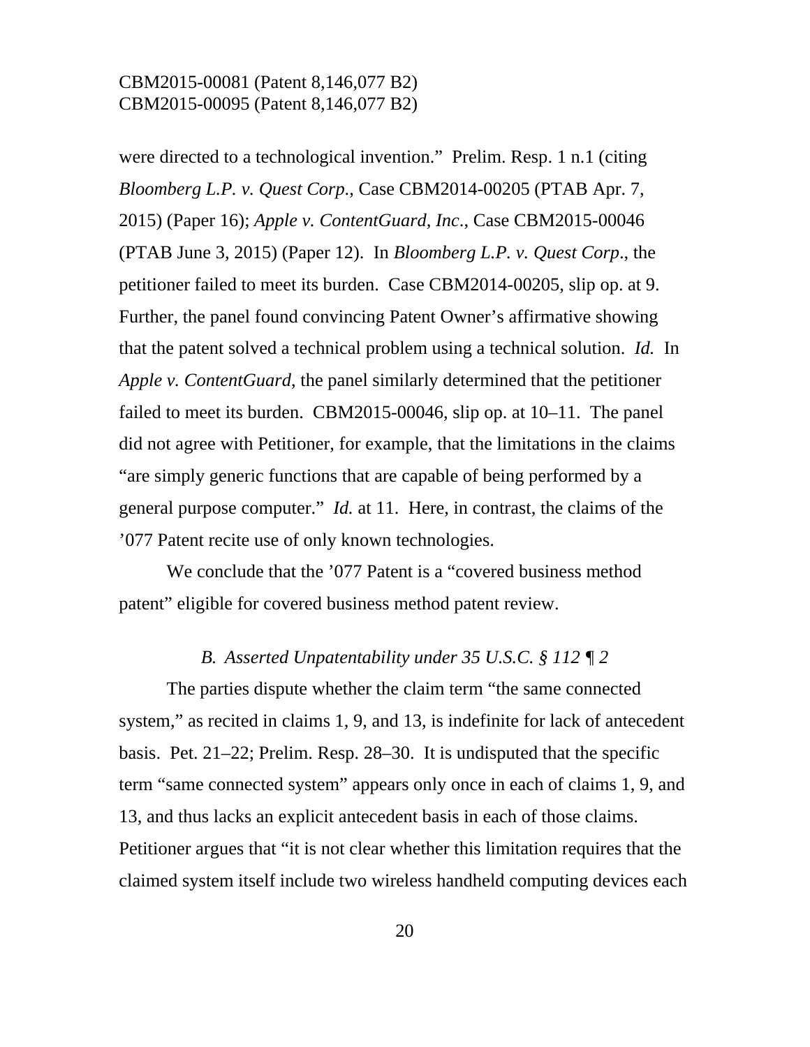were directed to a technological invention." Prelim. Resp. 1 n.1 (citing *Bloomberg L.P. v. Quest Corp.*, Case CBM2014-00205 (PTAB Apr. 7, 2015) (Paper 16); *Apple v. ContentGuard, Inc.*, Case CBM2015-00046 (PTAB June 3, 2015) (Paper 12). In *Bloomberg L.P. v. Quest Corp.*, the petitioner failed to meet its burden. Case CBM2014-00205, slip op. at 9. Further, the panel found convincing Patent Owner's affirmative showing that the patent solved a technical problem using a technical solution. *Id.* In *Apple v. ContentGuard*, the panel similarly determined that the petitioner failed to meet its burden. CBM2015-00046, slip op. at 10–11. The panel did not agree with Petitioner, for example, that the limitations in the claims "are simply generic functions that are capable of being performed by a general purpose computer." *Id.* at 11. Here, in contrast, the claims of the '077 Patent recite use of only known technologies.

We conclude that the '077 Patent is a "covered business method patent" eligible for covered business method patent review.

### *B. Asserted Unpatentability under 35 U.S.C. § 112 ¶ 2*

The parties dispute whether the claim term "the same connected system," as recited in claims 1, 9, and 13, is indefinite for lack of antecedent basis. Pet. 21–22; Prelim. Resp. 28–30. It is undisputed that the specific term "same connected system" appears only once in each of claims 1, 9, and 13, and thus lacks an explicit antecedent basis in each of those claims. Petitioner argues that "it is not clear whether this limitation requires that the claimed system itself include two wireless handheld computing devices each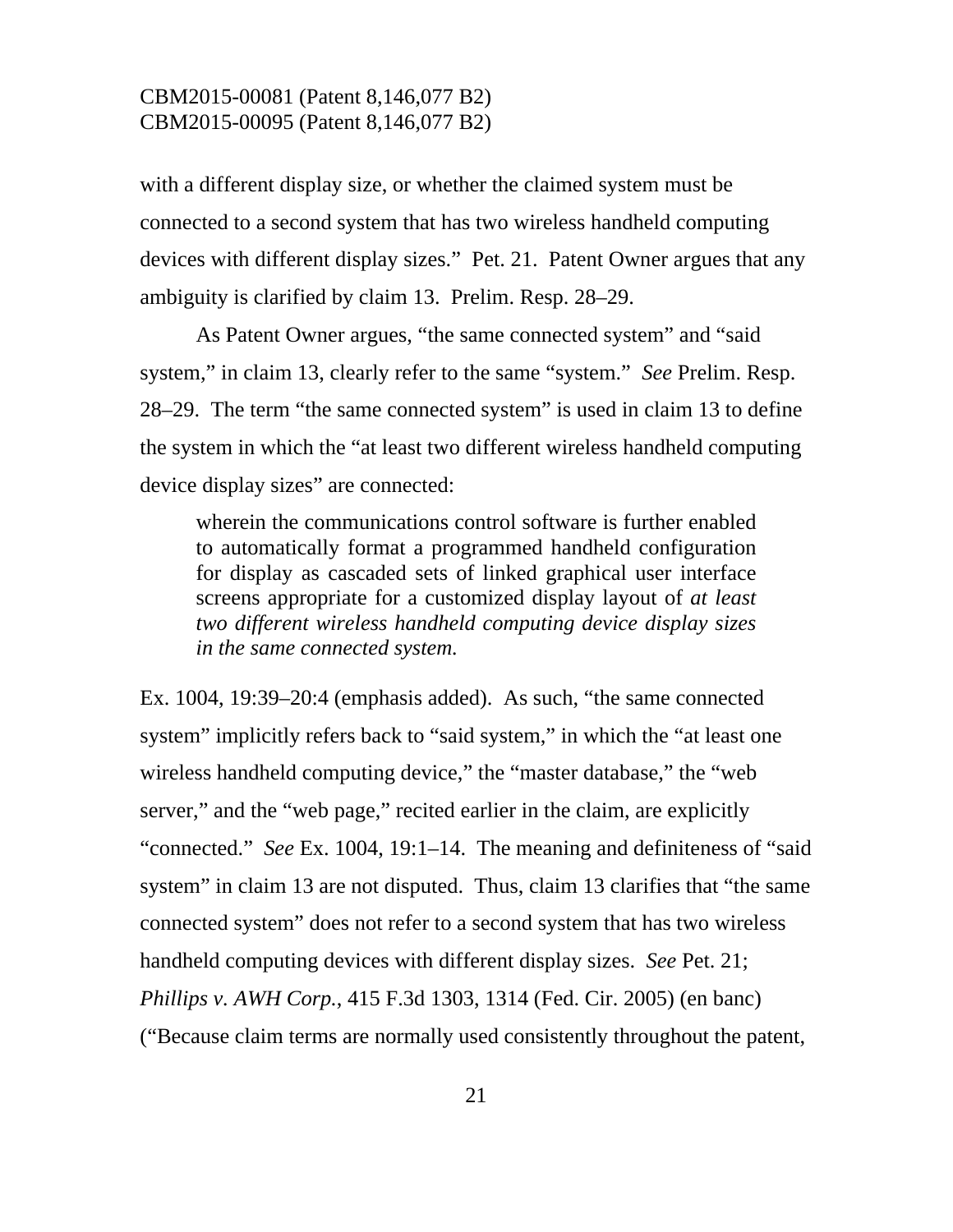with a different display size, or whether the claimed system must be connected to a second system that has two wireless handheld computing devices with different display sizes." Pet. 21. Patent Owner argues that any ambiguity is clarified by claim 13. Prelim. Resp. 28–29.

As Patent Owner argues, "the same connected system" and "said system," in claim 13, clearly refer to the same "system." *See* Prelim. Resp. 28–29. The term "the same connected system" is used in claim 13 to define the system in which the "at least two different wireless handheld computing device display sizes" are connected:

> wherein the communications control software is further enabled to automatically format a programmed handheld configuration for display as cascaded sets of linked graphical user interface screens appropriate for a customized display layout of *at least two different wireless handheld computing device display sizes in the same connected system.*

Ex. 1004, 19:39–20:4 (emphasis added). As such, "the same connected system" implicitly refers back to "said system," in which the "at least one wireless handheld computing device," the "master database," the "web server," and the "web page," recited earlier in the claim, are explicitly "connected." *See* Ex. 1004, 19:1–14. The meaning and definiteness of "said system" in claim 13 are not disputed. Thus, claim 13 clarifies that "the same connected system" does not refer to a second system that has two wireless handheld computing devices with different display sizes. *See* Pet. 21; *Phillips v. AWH Corp.*, 415 F.3d 1303, 1314 (Fed. Cir. 2005) (en banc) ("Because claim terms are normally used consistently throughout the patent,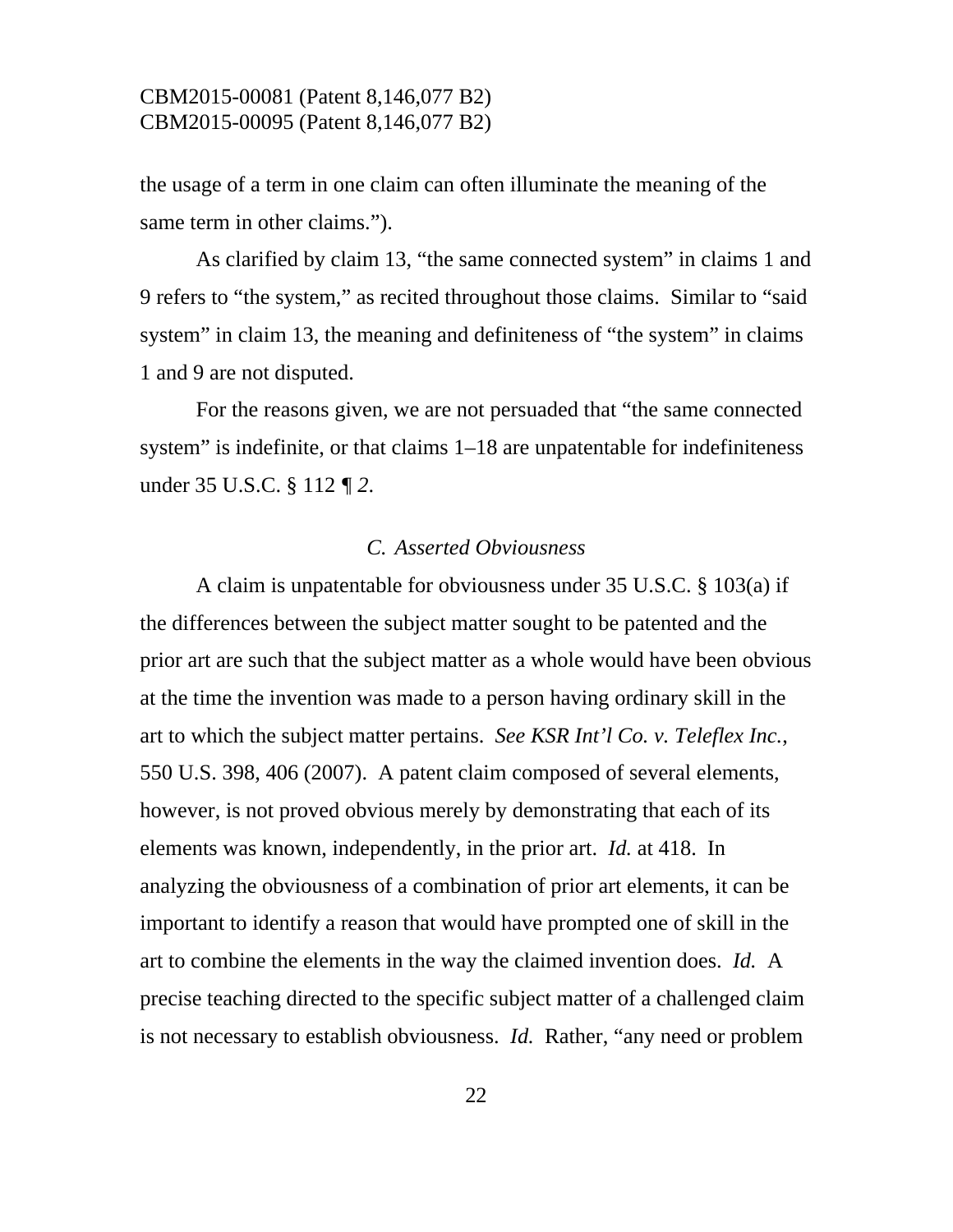the usage of a term in one claim can often illuminate the meaning of the same term in other claims.”).

As clarified by claim 13, “the same connected system” in claims 1 and 9 refers to “the system,” as recited throughout those claims. Similar to “said system” in claim 13, the meaning and definiteness of “the system” in claims 1 and 9 are not disputed.

For the reasons given, we are not persuaded that “the same connected system” is indefinite, or that claims 1–18 are unpatentable for indefiniteness under 35 U.S.C. § 112 ¶ 2.

### *C. Asserted Obviousness*

A claim is unpatentable for obviousness under 35 U.S.C. § 103(a) if the differences between the subject matter sought to be patented and the prior art are such that the subject matter as a whole would have been obvious at the time the invention was made to a person having ordinary skill in the art to which the subject matter pertains. *See KSR Int’l Co. v. Teleflex Inc.*, 550 U.S. 398, 406 (2007). A patent claim composed of several elements, however, is not proved obvious merely by demonstrating that each of its elements was known, independently, in the prior art. *Id.* at 418. In analyzing the obviousness of a combination of prior art elements, it can be important to identify a reason that would have prompted one of skill in the art to combine the elements in the way the claimed invention does. *Id.* A precise teaching directed to the specific subject matter of a challenged claim is not necessary to establish obviousness. *Id.* Rather, “any need or problem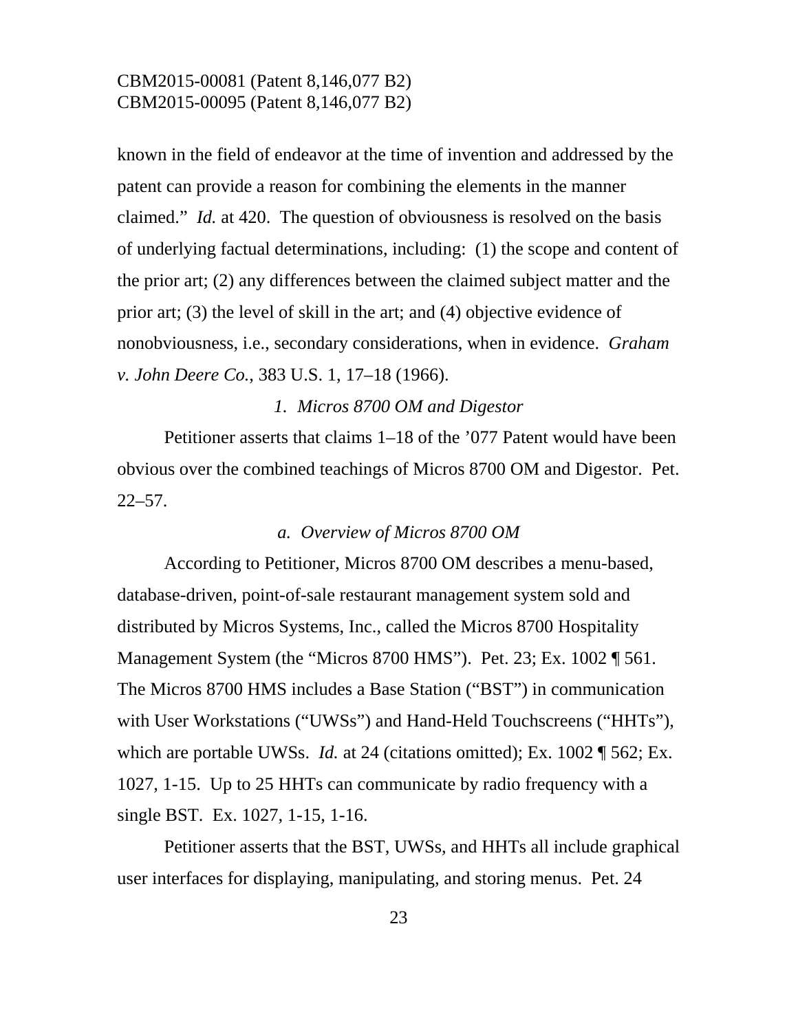known in the field of endeavor at the time of invention and addressed by the patent can provide a reason for combining the elements in the manner claimed." *Id.* at 420. The question of obviousness is resolved on the basis of underlying factual determinations, including: (1) the scope and content of the prior art; (2) any differences between the claimed subject matter and the prior art; (3) the level of skill in the art; and (4) objective evidence of nonobviousness, i.e., secondary considerations, when in evidence. *Graham v. John Deere Co.*, 383 U.S. 1, 17–18 (1966).

### *1. Micros 8700 OM and Digestor*

Petitioner asserts that claims 1–18 of the '077 Patent would have been obvious over the combined teachings of Micros 8700 OM and Digestor. Pet. 22–57.

#### *a. Overview of Micros 8700 OM*

According to Petitioner, Micros 8700 OM describes a menu-based, database-driven, point-of-sale restaurant management system sold and distributed by Micros Systems, Inc., called the Micros 8700 Hospitality Management System (the "Micros 8700 HMS"). Pet. 23; Ex. 1002 ¶ 561. The Micros 8700 HMS includes a Base Station ("BST") in communication with User Workstations ("UWSs") and Hand-Held Touchscreens ("HHTs"), which are portable UWSs. *Id.* at 24 (citations omitted); Ex. 1002 ¶ 562; Ex. 1027, 1-15. Up to 25 HHTs can communicate by radio frequency with a single BST. Ex. 1027, 1-15, 1-16.

Petitioner asserts that the BST, UWSs, and HHTs all include graphical user interfaces for displaying, manipulating, and storing menus. Pet. 24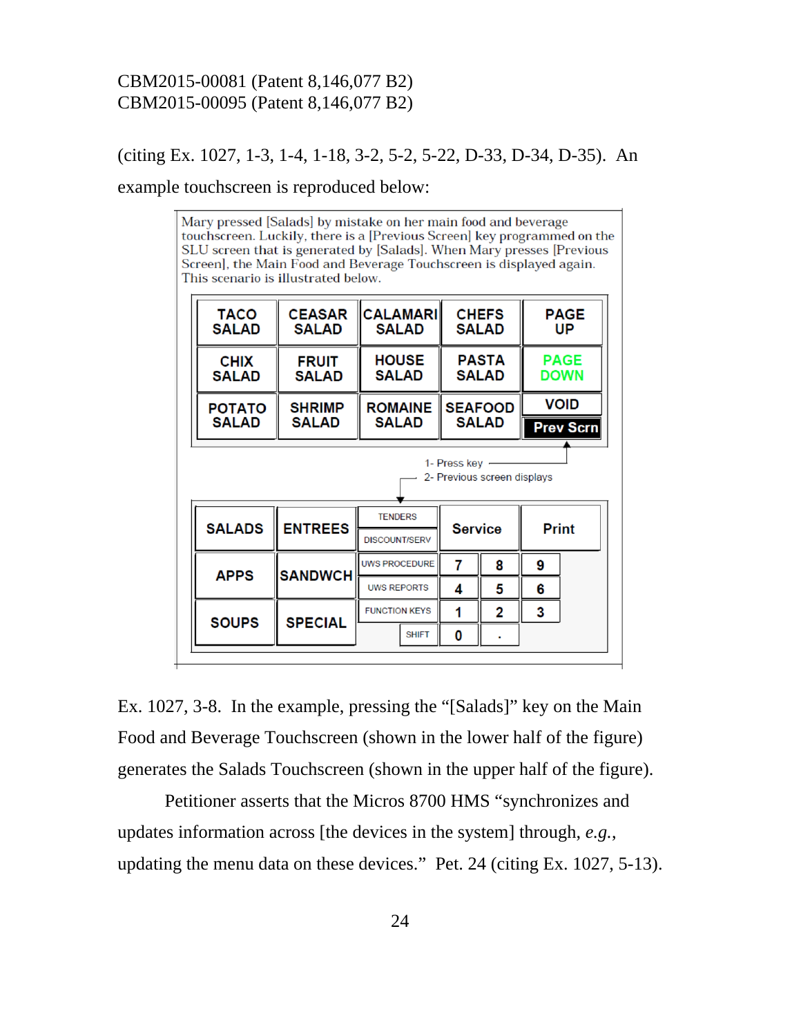(citing Ex. 1027, 1-3, 1-4, 1-18, 3-2, 5-2, 5-22, D-33, D-34, D-35). An example touchscreen is reproduced below:

Mary pressed [Salads] by mistake on her main food and beverage touchscreen. Luckily, there is a [Previous Screen] key programmed on the SLU screen that is generated by [Salads]. When Mary presses [Previous Screen], the Main Food and Beverage Touchscreen is displayed again. This scenario is illustrated below.

| TACO SALAD | CEASAR SALAD | CALAMARI SALAD | CHEFS SALAD | PAGE UP |
|---|---|---|---|---|
| CHIX SALAD | FRUIT SALAD | HOUSE SALAD | PASTA SALAD | PAGE DOWN |
| POTATO SALAD | SHRIMP SALAD | ROMAINE SALAD | SEAFOOD SALAD | VOID / Prev Scrn |

1- Press key

2- Previous screen displays

| SALADS | ENTREES | TENDERS / DISCOUNT/SERV | Service | | Print |
|---|---|---|---|---|---|
| APPS | SANDWCH | UWS PROCEDURE | 7 | 8 | 9 |
| | | UWS REPORTS | 4 | 5 | 6 |
| SOUPS | SPECIAL | FUNCTION KEYS | 1 | 2 | 3 |
| | | SHIFT | 0 | . | |

Ex. 1027, 3-8. In the example, pressing the "[Salads]" key on the Main Food and Beverage Touchscreen (shown in the lower half of the figure) generates the Salads Touchscreen (shown in the upper half of the figure).

Petitioner asserts that the Micros 8700 HMS "synchronizes and updates information across [the devices in the system] through, *e.g.*, updating the menu data on these devices." Pet. 24 (citing Ex. 1027, 5-13).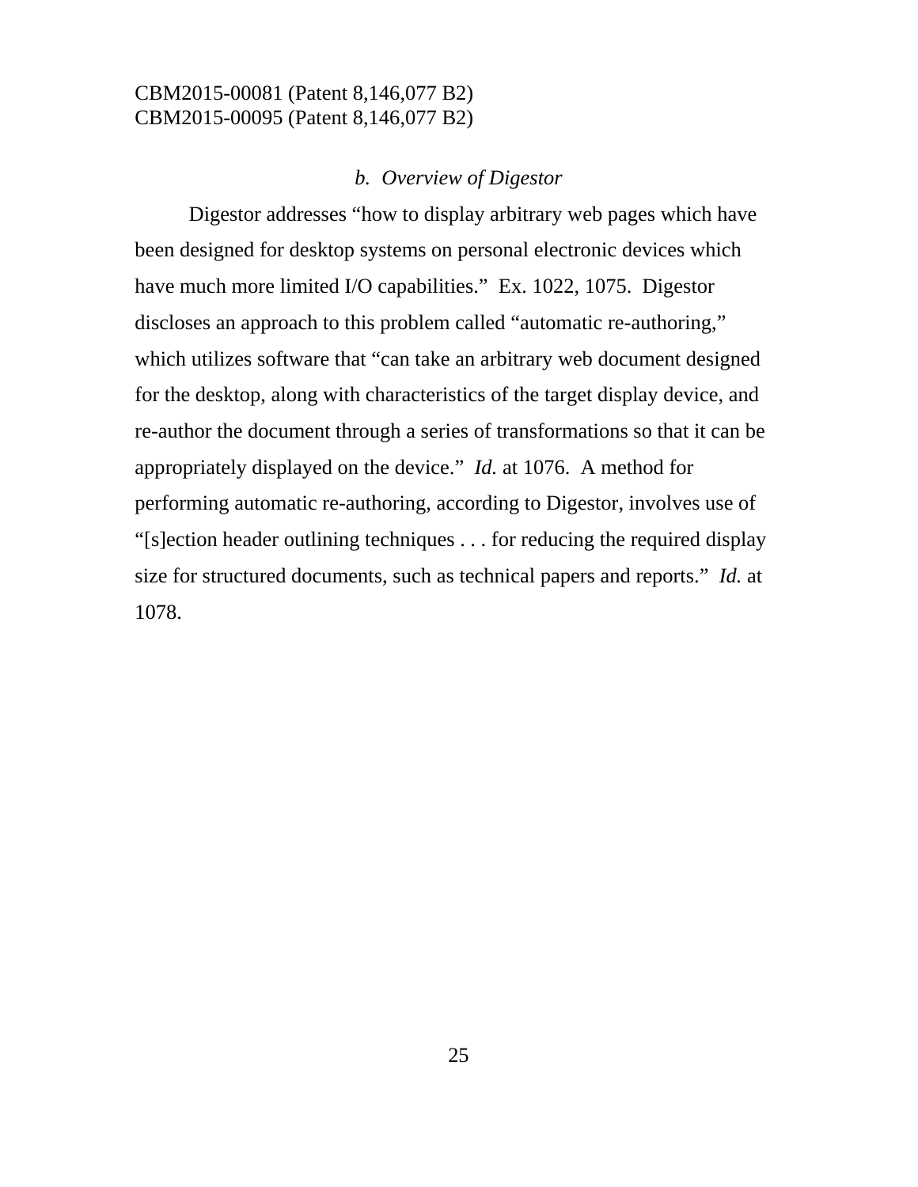*b. Overview of Digestor*

Digestor addresses "how to display arbitrary web pages which have been designed for desktop systems on personal electronic devices which have much more limited I/O capabilities." Ex. 1022, 1075. Digestor discloses an approach to this problem called "automatic re-authoring," which utilizes software that "can take an arbitrary web document designed for the desktop, along with characteristics of the target display device, and re-author the document through a series of transformations so that it can be appropriately displayed on the device." *Id.* at 1076. A method for performing automatic re-authoring, according to Digestor, involves use of "[s]ection header outlining techniques . . . for reducing the required display size for structured documents, such as technical papers and reports." *Id.* at 1078.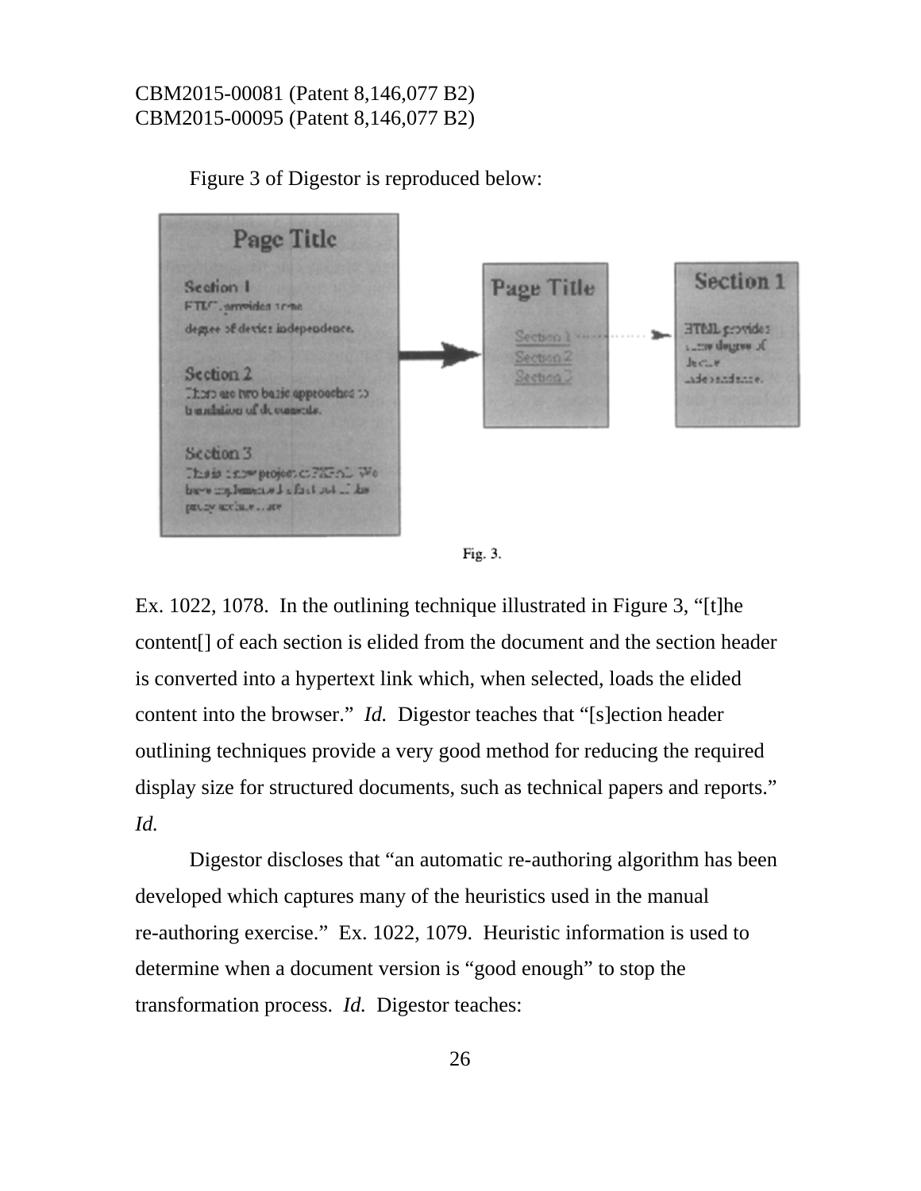Figure 3 of Digestor is reproduced below:

Fig. 3.

Ex. 1022, 1078. In the outlining technique illustrated in Figure 3, "[t]he content[] of each section is elided from the document and the section header is converted into a hypertext link which, when selected, loads the elided content into the browser." *Id.* Digestor teaches that "[s]ection header outlining techniques provide a very good method for reducing the required display size for structured documents, such as technical papers and reports." *Id.*

Digestor discloses that "an automatic re-authoring algorithm has been developed which captures many of the heuristics used in the manual re-authoring exercise." Ex. 1022, 1079. Heuristic information is used to determine when a document version is "good enough" to stop the transformation process. *Id.* Digestor teaches: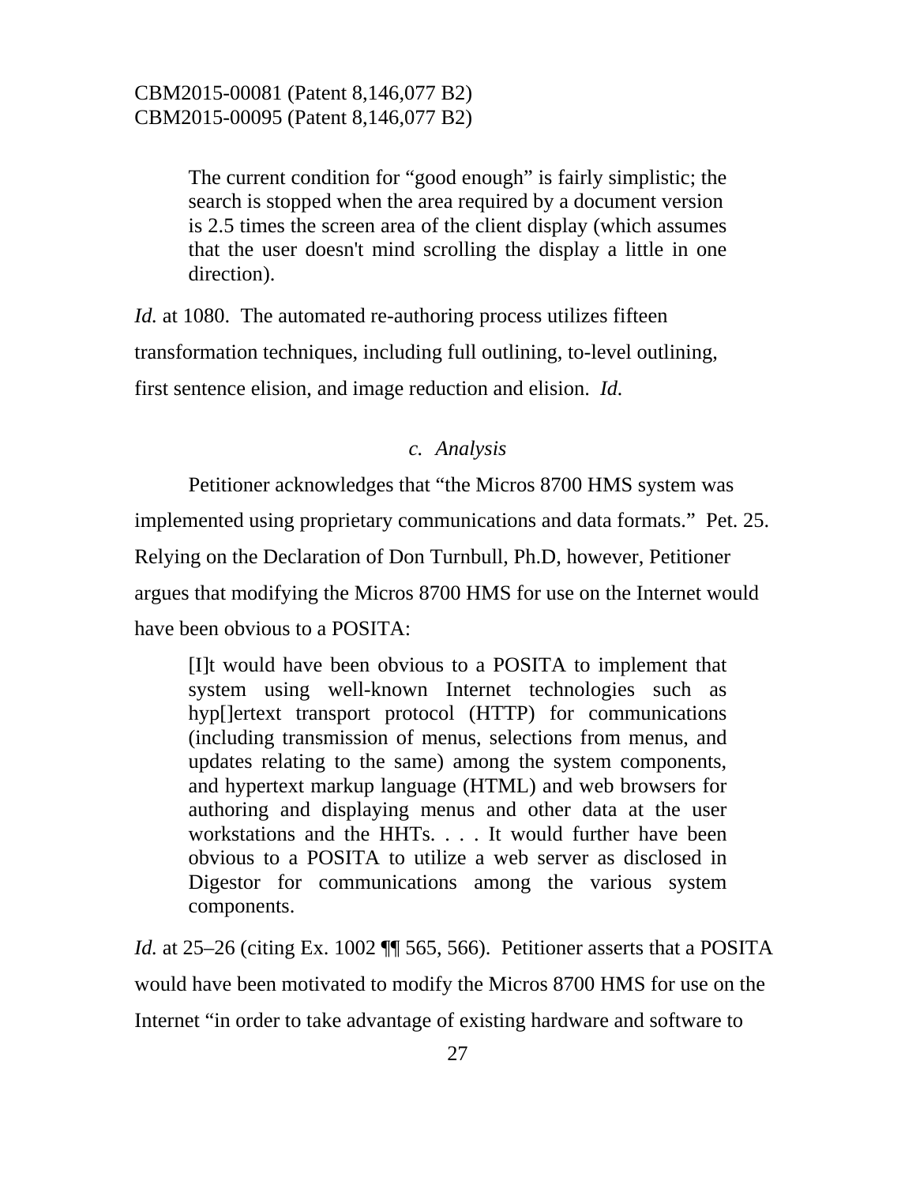> The current condition for "good enough" is fairly simplistic; the search is stopped when the area required by a document version is 2.5 times the screen area of the client display (which assumes that the user doesn't mind scrolling the display a little in one direction).

*Id.* at 1080. The automated re-authoring process utilizes fifteen transformation techniques, including full outlining, to-level outlining, first sentence elision, and image reduction and elision. *Id.*

*c. Analysis*

Petitioner acknowledges that "the Micros 8700 HMS system was implemented using proprietary communications and data formats." Pet. 25. Relying on the Declaration of Don Turnbull, Ph.D, however, Petitioner argues that modifying the Micros 8700 HMS for use on the Internet would have been obvious to a POSITA:

> [I]t would have been obvious to a POSITA to implement that system using well-known Internet technologies such as hyp[]ertext transport protocol (HTTP) for communications (including transmission of menus, selections from menus, and updates relating to the same) among the system components, and hypertext markup language (HTML) and web browsers for authoring and displaying menus and other data at the user workstations and the HHTs. . . . It would further have been obvious to a POSITA to utilize a web server as disclosed in Digestor for communications among the various system components.

*Id.* at 25–26 (citing Ex. 1002 ¶¶ 565, 566). Petitioner asserts that a POSITA would have been motivated to modify the Micros 8700 HMS for use on the Internet "in order to take advantage of existing hardware and software to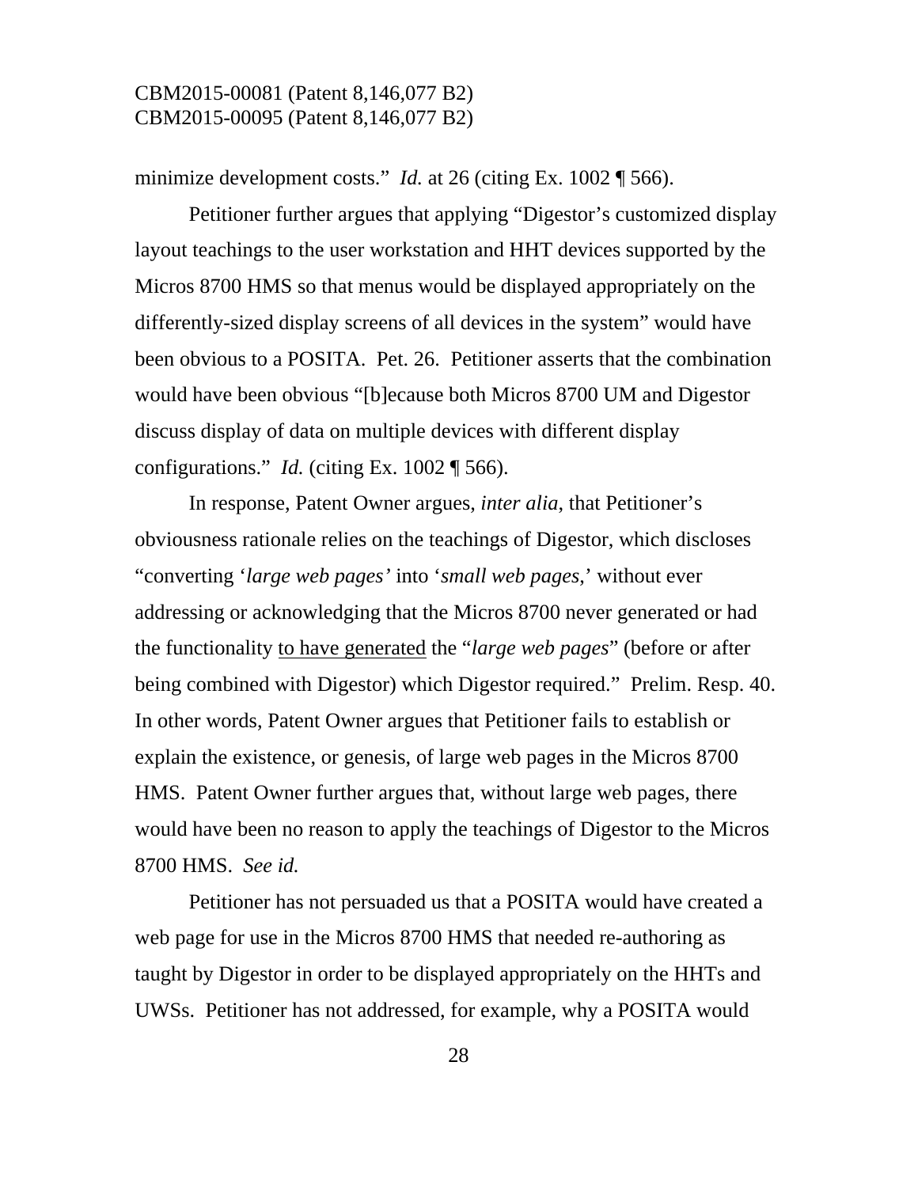minimize development costs." *Id.* at 26 (citing Ex. 1002 ¶ 566).

Petitioner further argues that applying "Digestor's customized display layout teachings to the user workstation and HHT devices supported by the Micros 8700 HMS so that menus would be displayed appropriately on the differently-sized display screens of all devices in the system" would have been obvious to a POSITA. Pet. 26. Petitioner asserts that the combination would have been obvious "[b]ecause both Micros 8700 UM and Digestor discuss display of data on multiple devices with different display configurations." *Id.* (citing Ex. 1002 ¶ 566).

In response, Patent Owner argues, *inter alia*, that Petitioner's obviousness rationale relies on the teachings of Digestor, which discloses "converting '*large web pages'* into '*small web pages*,' without ever addressing or acknowledging that the Micros 8700 never generated or had the functionality <u>to have generated</u> the "*large web pages*" (before or after being combined with Digestor) which Digestor required." Prelim. Resp. 40. In other words, Patent Owner argues that Petitioner fails to establish or explain the existence, or genesis, of large web pages in the Micros 8700 HMS. Patent Owner further argues that, without large web pages, there would have been no reason to apply the teachings of Digestor to the Micros 8700 HMS. *See id.*

Petitioner has not persuaded us that a POSITA would have created a web page for use in the Micros 8700 HMS that needed re-authoring as taught by Digestor in order to be displayed appropriately on the HHTs and UWSs. Petitioner has not addressed, for example, why a POSITA would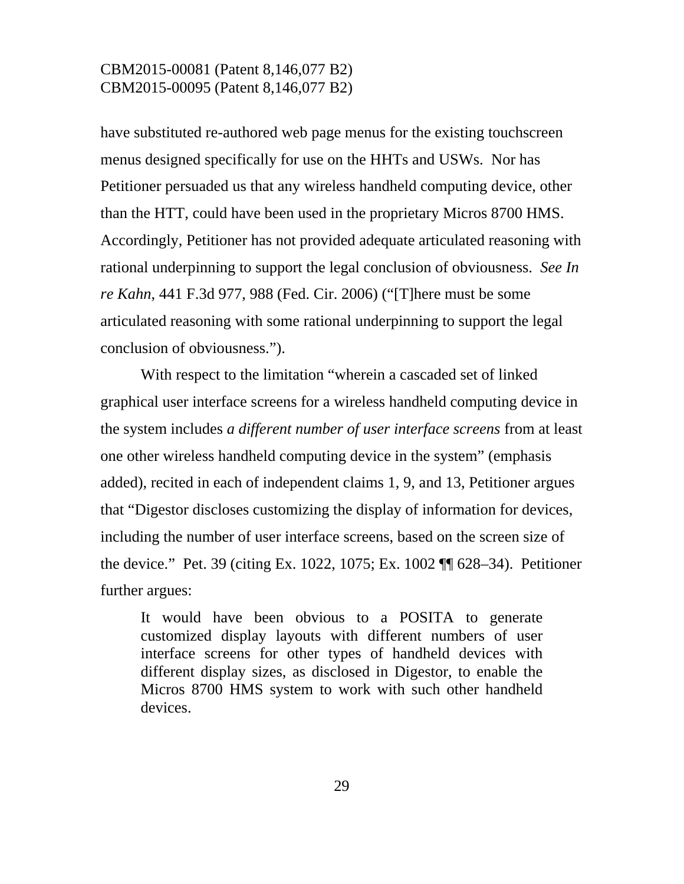have substituted re-authored web page menus for the existing touchscreen menus designed specifically for use on the HHTs and USWs. Nor has Petitioner persuaded us that any wireless handheld computing device, other than the HTT, could have been used in the proprietary Micros 8700 HMS. Accordingly, Petitioner has not provided adequate articulated reasoning with rational underpinning to support the legal conclusion of obviousness. *See In re Kahn*, 441 F.3d 977, 988 (Fed. Cir. 2006) ("[T]here must be some articulated reasoning with some rational underpinning to support the legal conclusion of obviousness.").

With respect to the limitation "wherein a cascaded set of linked graphical user interface screens for a wireless handheld computing device in the system includes *a different number of user interface screens* from at least one other wireless handheld computing device in the system" (emphasis added), recited in each of independent claims 1, 9, and 13, Petitioner argues that "Digestor discloses customizing the display of information for devices, including the number of user interface screens, based on the screen size of the device." Pet. 39 (citing Ex. 1022, 1075; Ex. 1002 ¶¶ 628–34). Petitioner further argues:

> It would have been obvious to a POSITA to generate customized display layouts with different numbers of user interface screens for other types of handheld devices with different display sizes, as disclosed in Digestor, to enable the Micros 8700 HMS system to work with such other handheld devices.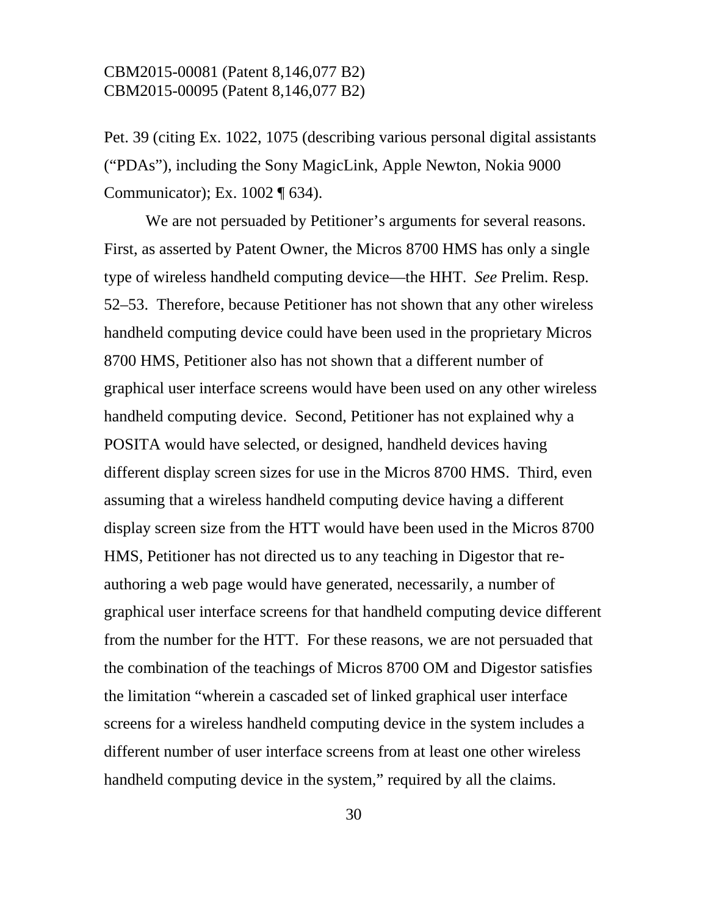Pet. 39 (citing Ex. 1022, 1075 (describing various personal digital assistants ("PDAs"), including the Sony MagicLink, Apple Newton, Nokia 9000 Communicator); Ex. 1002 ¶ 634).

We are not persuaded by Petitioner's arguments for several reasons. First, as asserted by Patent Owner, the Micros 8700 HMS has only a single type of wireless handheld computing device—the HHT. *See* Prelim. Resp. 52–53. Therefore, because Petitioner has not shown that any other wireless handheld computing device could have been used in the proprietary Micros 8700 HMS, Petitioner also has not shown that a different number of graphical user interface screens would have been used on any other wireless handheld computing device. Second, Petitioner has not explained why a POSITA would have selected, or designed, handheld devices having different display screen sizes for use in the Micros 8700 HMS. Third, even assuming that a wireless handheld computing device having a different display screen size from the HTT would have been used in the Micros 8700 HMS, Petitioner has not directed us to any teaching in Digestor that re-authoring a web page would have generated, necessarily, a number of graphical user interface screens for that handheld computing device different from the number for the HTT. For these reasons, we are not persuaded that the combination of the teachings of Micros 8700 OM and Digestor satisfies the limitation "wherein a cascaded set of linked graphical user interface screens for a wireless handheld computing device in the system includes a different number of user interface screens from at least one other wireless handheld computing device in the system," required by all the claims.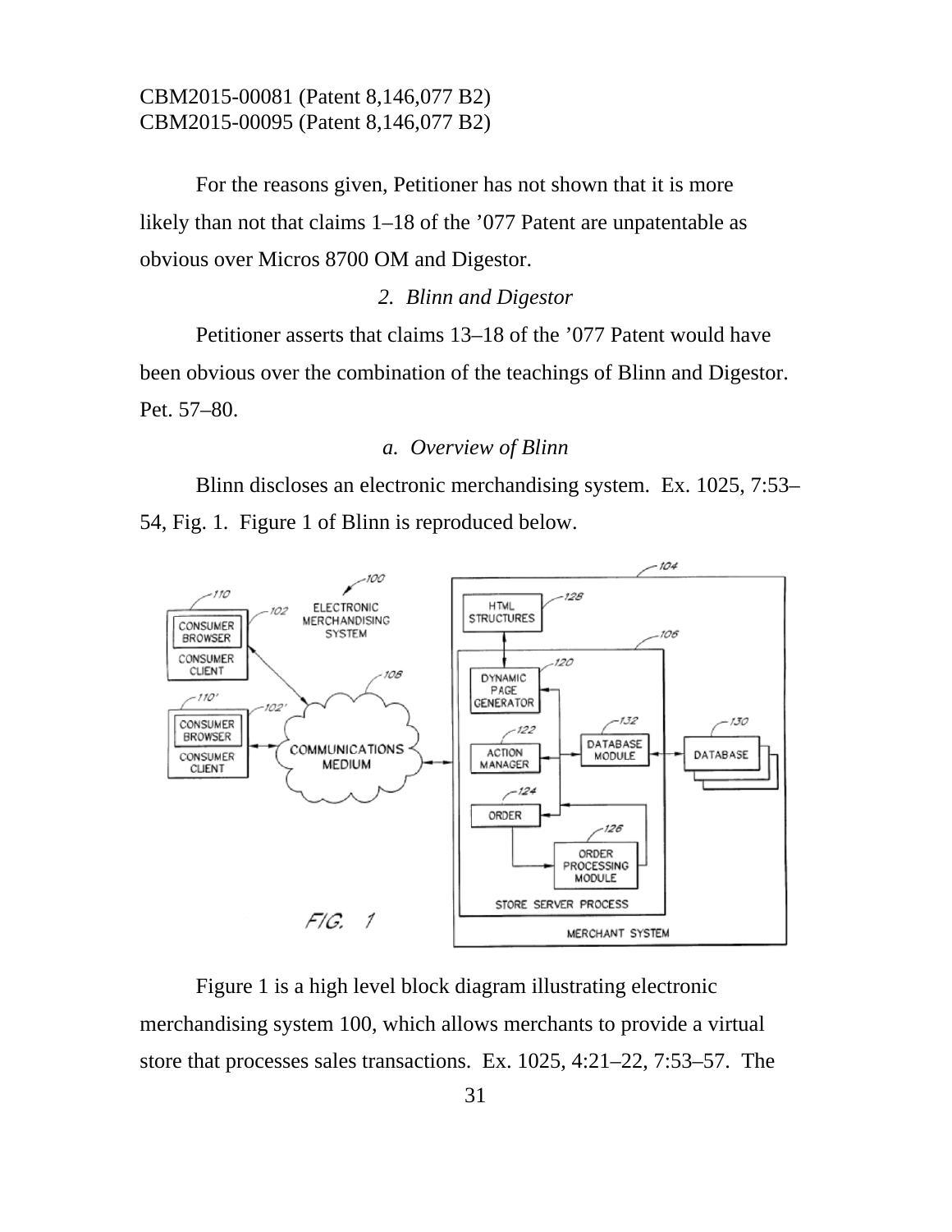For the reasons given, Petitioner has not shown that it is more likely than not that claims 1–18 of the '077 Patent are unpatentable as obvious over Micros 8700 OM and Digestor.

*2. Blinn and Digestor*

Petitioner asserts that claims 13–18 of the '077 Patent would have been obvious over the combination of the teachings of Blinn and Digestor. Pet. 57–80.

*a. Overview of Blinn*

Blinn discloses an electronic merchandising system. Ex. 1025, 7:53–54, Fig. 1. Figure 1 of Blinn is reproduced below.

Figure 1 is a high level block diagram illustrating electronic merchandising system 100, which allows merchants to provide a virtual store that processes sales transactions. Ex. 1025, 4:21–22, 7:53–57. The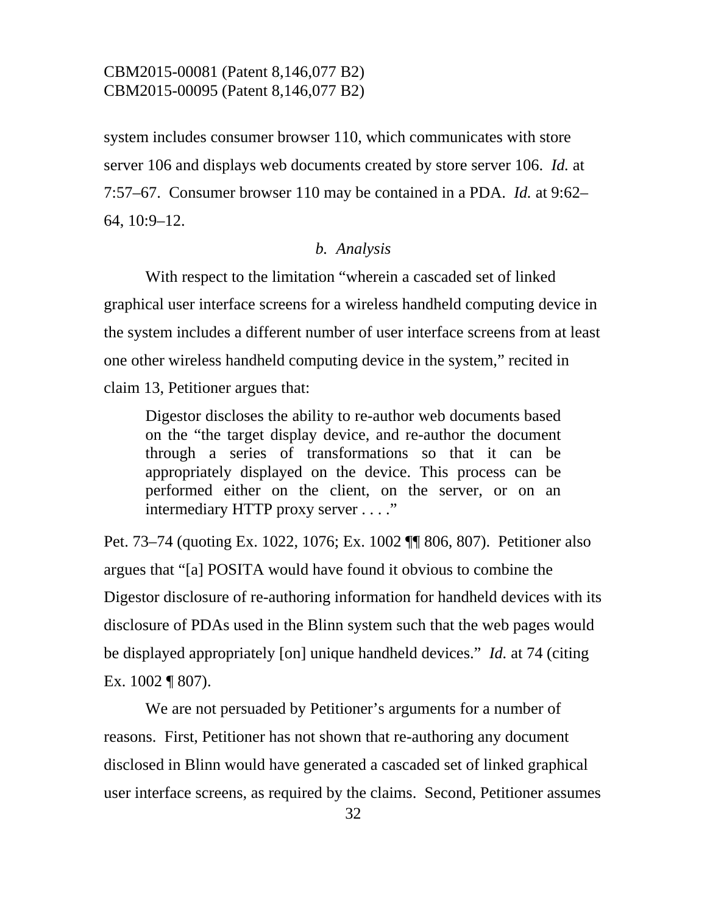system includes consumer browser 110, which communicates with store server 106 and displays web documents created by store server 106. *Id.* at 7:57–67. Consumer browser 110 may be contained in a PDA. *Id.* at 9:62–64, 10:9–12.

*b. Analysis*

With respect to the limitation "wherein a cascaded set of linked graphical user interface screens for a wireless handheld computing device in the system includes a different number of user interface screens from at least one other wireless handheld computing device in the system," recited in claim 13, Petitioner argues that:

> Digestor discloses the ability to re-author web documents based on the "the target display device, and re-author the document through a series of transformations so that it can be appropriately displayed on the device. This process can be performed either on the client, on the server, or on an intermediary HTTP proxy server . . . ."

Pet. 73–74 (quoting Ex. 1022, 1076; Ex. 1002 ¶¶ 806, 807). Petitioner also argues that "[a] POSITA would have found it obvious to combine the Digestor disclosure of re-authoring information for handheld devices with its disclosure of PDAs used in the Blinn system such that the web pages would be displayed appropriately [on] unique handheld devices." *Id.* at 74 (citing Ex. 1002 ¶ 807).

We are not persuaded by Petitioner's arguments for a number of reasons. First, Petitioner has not shown that re-authoring any document disclosed in Blinn would have generated a cascaded set of linked graphical user interface screens, as required by the claims. Second, Petitioner assumes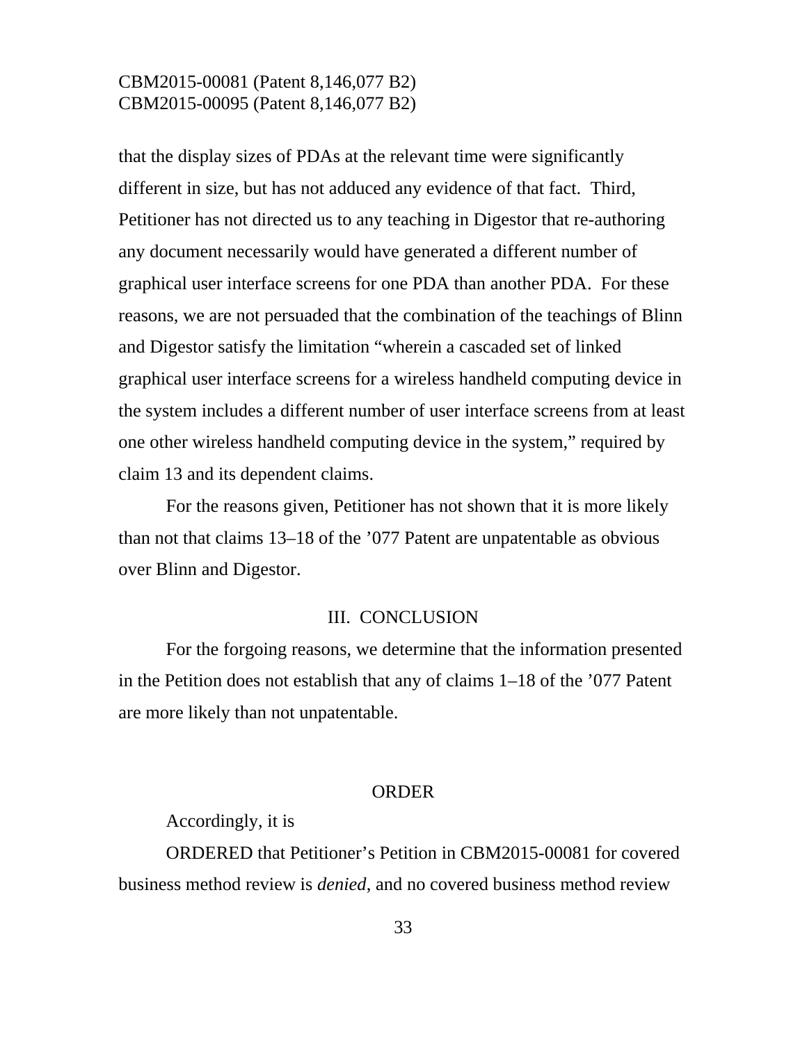that the display sizes of PDAs at the relevant time were significantly different in size, but has not adduced any evidence of that fact. Third, Petitioner has not directed us to any teaching in Digestor that re-authoring any document necessarily would have generated a different number of graphical user interface screens for one PDA than another PDA. For these reasons, we are not persuaded that the combination of the teachings of Blinn and Digestor satisfy the limitation "wherein a cascaded set of linked graphical user interface screens for a wireless handheld computing device in the system includes a different number of user interface screens from at least one other wireless handheld computing device in the system," required by claim 13 and its dependent claims.

For the reasons given, Petitioner has not shown that it is more likely than not that claims 13–18 of the '077 Patent are unpatentable as obvious over Blinn and Digestor.

## III. CONCLUSION

For the forgoing reasons, we determine that the information presented in the Petition does not establish that any of claims 1–18 of the '077 Patent are more likely than not unpatentable.

## ORDER

Accordingly, it is

ORDERED that Petitioner's Petition in CBM2015-00081 for covered business method review is *denied*, and no covered business method review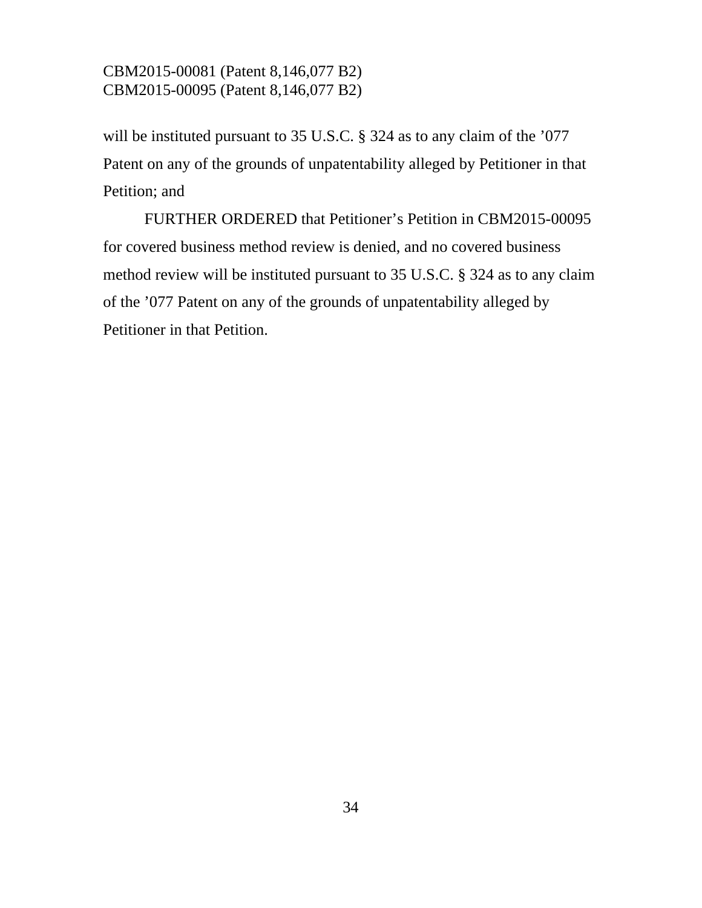will be instituted pursuant to 35 U.S.C. § 324 as to any claim of the ’077 Patent on any of the grounds of unpatentability alleged by Petitioner in that Petition; and

FURTHER ORDERED that Petitioner’s Petition in CBM2015-00095 for covered business method review is denied, and no covered business method review will be instituted pursuant to 35 U.S.C. § 324 as to any claim of the ’077 Patent on any of the grounds of unpatentability alleged by Petitioner in that Petition.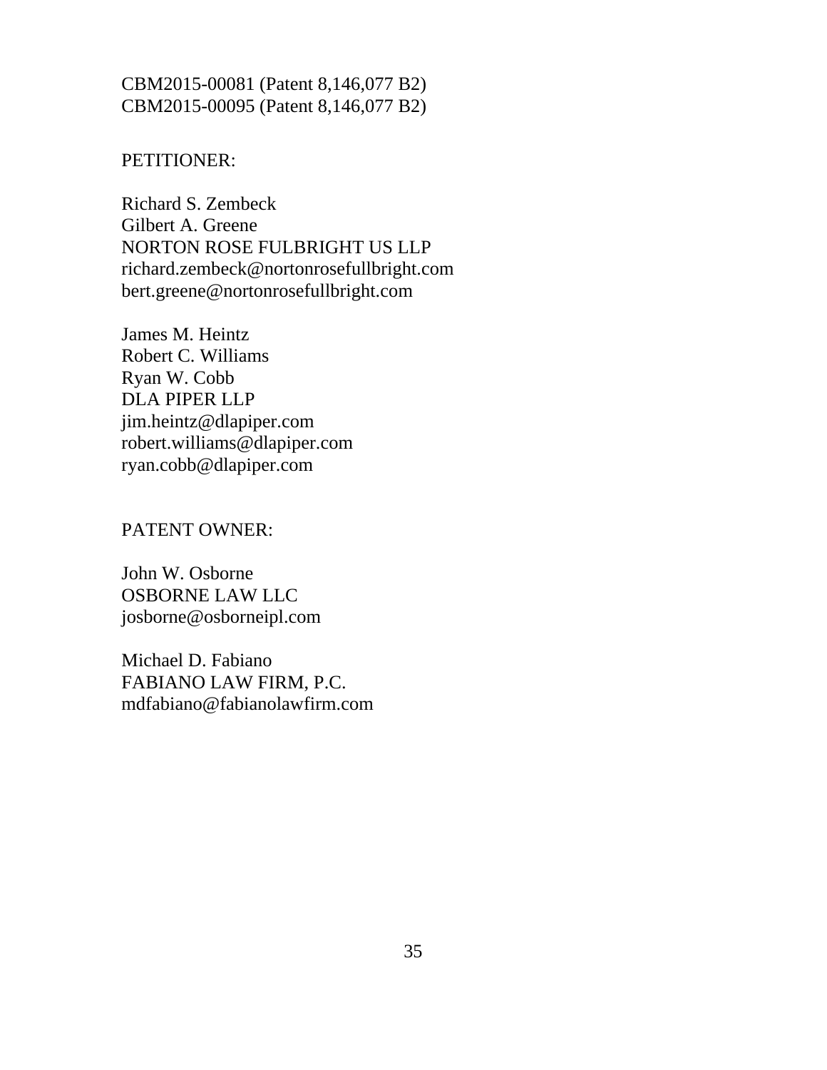CBM2015-00081 (Patent 8,146,077 B2)
CBM2015-00095 (Patent 8,146,077 B2)

PETITIONER:

Richard S. Zembeck
Gilbert A. Greene
NORTON ROSE FULBRIGHT US LLP
richard.zembeck@nortonrosefullbright.com
bert.greene@nortonrosefullbright.com

James M. Heintz
Robert C. Williams
Ryan W. Cobb
DLA PIPER LLP
jim.heintz@dlapiper.com
robert.williams@dlapiper.com
ryan.cobb@dlapiper.com

PATENT OWNER:

John W. Osborne
OSBORNE LAW LLC
josborne@osborneipl.com

Michael D. Fabiano
FABIANO LAW FIRM, P.C.
mdfabiano@fabianolawfirm.com